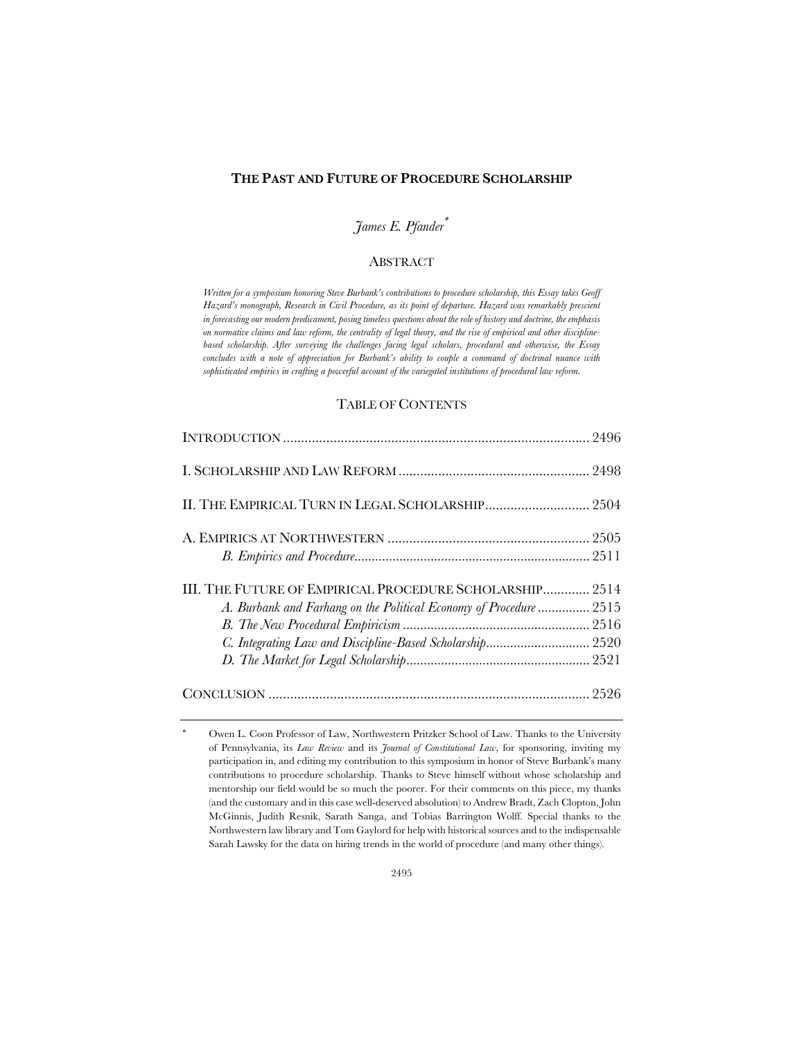# THE PAST AND FUTURE OF PROCEDURE SCHOLARSHIP

*James E. Pfander*\*

## ABSTRACT

*Written for a symposium honoring Steve Burbank's contributions to procedure scholarship, this Essay takes Geoff Hazard's monograph, Research in Civil Procedure, as its point of departure. Hazard was remarkably prescient in forecasting our modern predicament, posing timeless questions about the role of history and doctrine, the emphasis on normative claims and law reform, the centrality of legal theory, and the rise of empirical and other discipline-based scholarship. After surveying the challenges facing legal scholars, procedural and otherwise, the Essay concludes with a note of appreciation for Burbank's ability to couple a command of doctrinal nuance with sophisticated empirics in crafting a powerful account of the variegated institutions of procedural law reform.*

## TABLE OF CONTENTS

| | |
|---|---|
| INTRODUCTION | 2496 |
| I. SCHOLARSHIP AND LAW REFORM | 2498 |
| II. THE EMPIRICAL TURN IN LEGAL SCHOLARSHIP | 2504 |
| A. EMPIRICS AT NORTHWESTERN | 2505 |
| *B. Empirics and Procedure* | 2511 |
| III. THE FUTURE OF EMPIRICAL PROCEDURE SCHOLARSHIP | 2514 |
| *A. Burbank and Farhang on the Political Economy of Procedure* | 2515 |
| *B. The New Procedural Empiricism* | 2516 |
| *C. Integrating Law and Discipline-Based Scholarship* | 2520 |
| *D. The Market for Legal Scholarship* | 2521 |
| CONCLUSION | 2526 |

\* Owen L. Coon Professor of Law, Northwestern Pritzker School of Law. Thanks to the University of Pennsylvania, its *Law Review* and its *Journal of Constitutional Law*, for sponsoring, inviting my participation in, and editing my contribution to this symposium in honor of Steve Burbank's many contributions to procedure scholarship. Thanks to Steve himself without whose scholarship and mentorship our field would be so much the poorer. For their comments on this piece, my thanks (and the customary and in this case well-deserved absolution) to Andrew Bradt, Zach Clopton, John McGinnis, Judith Resnik, Sarath Sanga, and Tobias Barrington Wolff. Special thanks to the Northwestern law library and Tom Gaylord for help with historical sources and to the indispensable Sarah Lawsky for the data on hiring trends in the world of procedure (and many other things).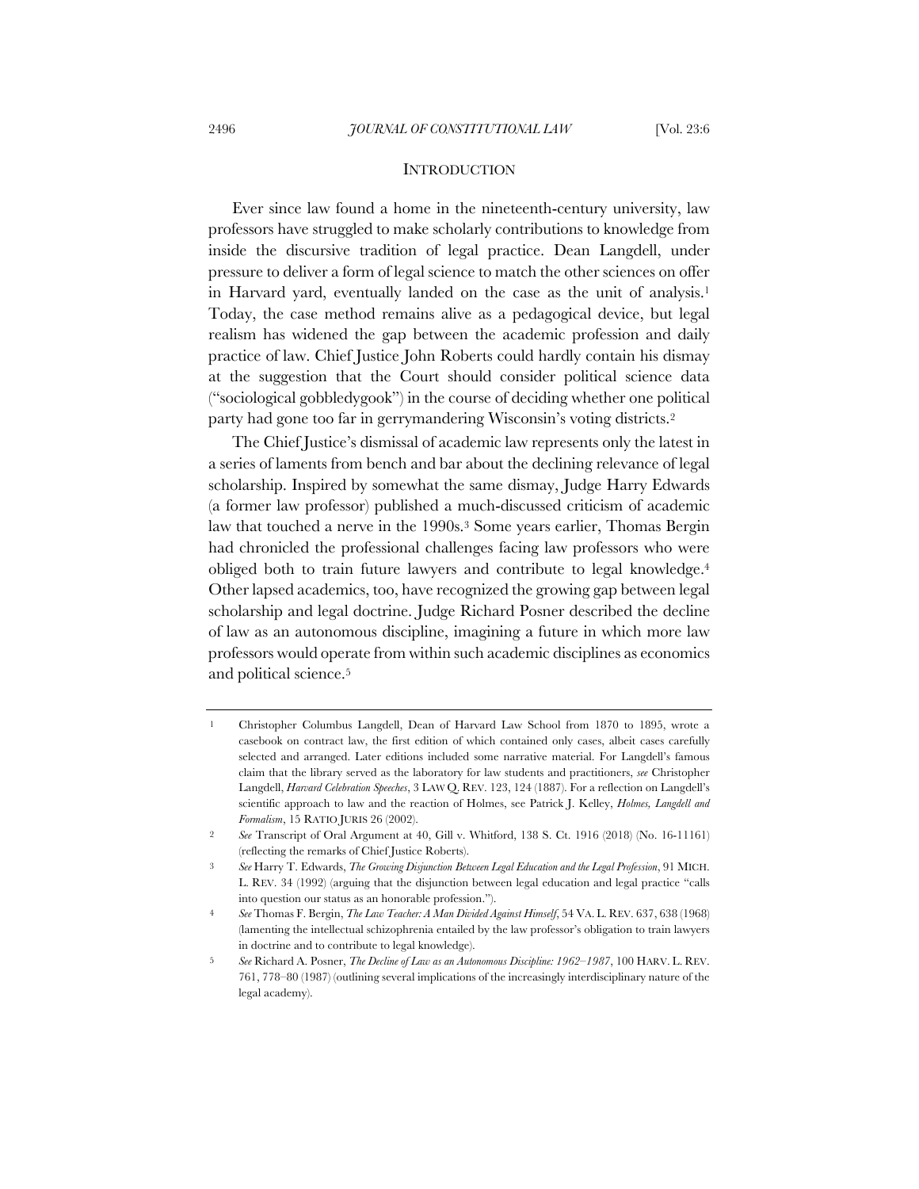## INTRODUCTION

Ever since law found a home in the nineteenth-century university, law professors have struggled to make scholarly contributions to knowledge from inside the discursive tradition of legal practice. Dean Langdell, under pressure to deliver a form of legal science to match the other sciences on offer in Harvard yard, eventually landed on the case as the unit of analysis.[1] Today, the case method remains alive as a pedagogical device, but legal realism has widened the gap between the academic profession and daily practice of law. Chief Justice John Roberts could hardly contain his dismay at the suggestion that the Court should consider political science data ("sociological gobbledygook") in the course of deciding whether one political party had gone too far in gerrymandering Wisconsin's voting districts.[2]

The Chief Justice's dismissal of academic law represents only the latest in a series of laments from bench and bar about the declining relevance of legal scholarship. Inspired by somewhat the same dismay, Judge Harry Edwards (a former law professor) published a much-discussed criticism of academic law that touched a nerve in the 1990s.[3] Some years earlier, Thomas Bergin had chronicled the professional challenges facing law professors who were obliged both to train future lawyers and contribute to legal knowledge.[4] Other lapsed academics, too, have recognized the growing gap between legal scholarship and legal doctrine. Judge Richard Posner described the decline of law as an autonomous discipline, imagining a future in which more law professors would operate from within such academic disciplines as economics and political science.[5]

---

[1] Christopher Columbus Langdell, Dean of Harvard Law School from 1870 to 1895, wrote a casebook on contract law, the first edition of which contained only cases, albeit cases carefully selected and arranged. Later editions included some narrative material. For Langdell's famous claim that the library served as the laboratory for law students and practitioners, *see* Christopher Langdell, *Harvard Celebration Speeches*, 3 LAW Q. REV. 123, 124 (1887). For a reflection on Langdell's scientific approach to law and the reaction of Holmes, see Patrick J. Kelley, *Holmes, Langdell and Formalism*, 15 RATIO JURIS 26 (2002).

[2] *See* Transcript of Oral Argument at 40, Gill v. Whitford, 138 S. Ct. 1916 (2018) (No. 16-11161) (reflecting the remarks of Chief Justice Roberts).

[3] *See* Harry T. Edwards, *The Growing Disjunction Between Legal Education and the Legal Profession*, 91 MICH. L. REV. 34 (1992) (arguing that the disjunction between legal education and legal practice "calls into question our status as an honorable profession.").

[4] *See* Thomas F. Bergin, *The Law Teacher: A Man Divided Against Himself*, 54 VA. L. REV. 637, 638 (1968) (lamenting the intellectual schizophrenia entailed by the law professor's obligation to train lawyers in doctrine and to contribute to legal knowledge).

[5] *See* Richard A. Posner, *The Decline of Law as an Autonomous Discipline: 1962–1987*, 100 HARV. L. REV. 761, 778–80 (1987) (outlining several implications of the increasingly interdisciplinary nature of the legal academy).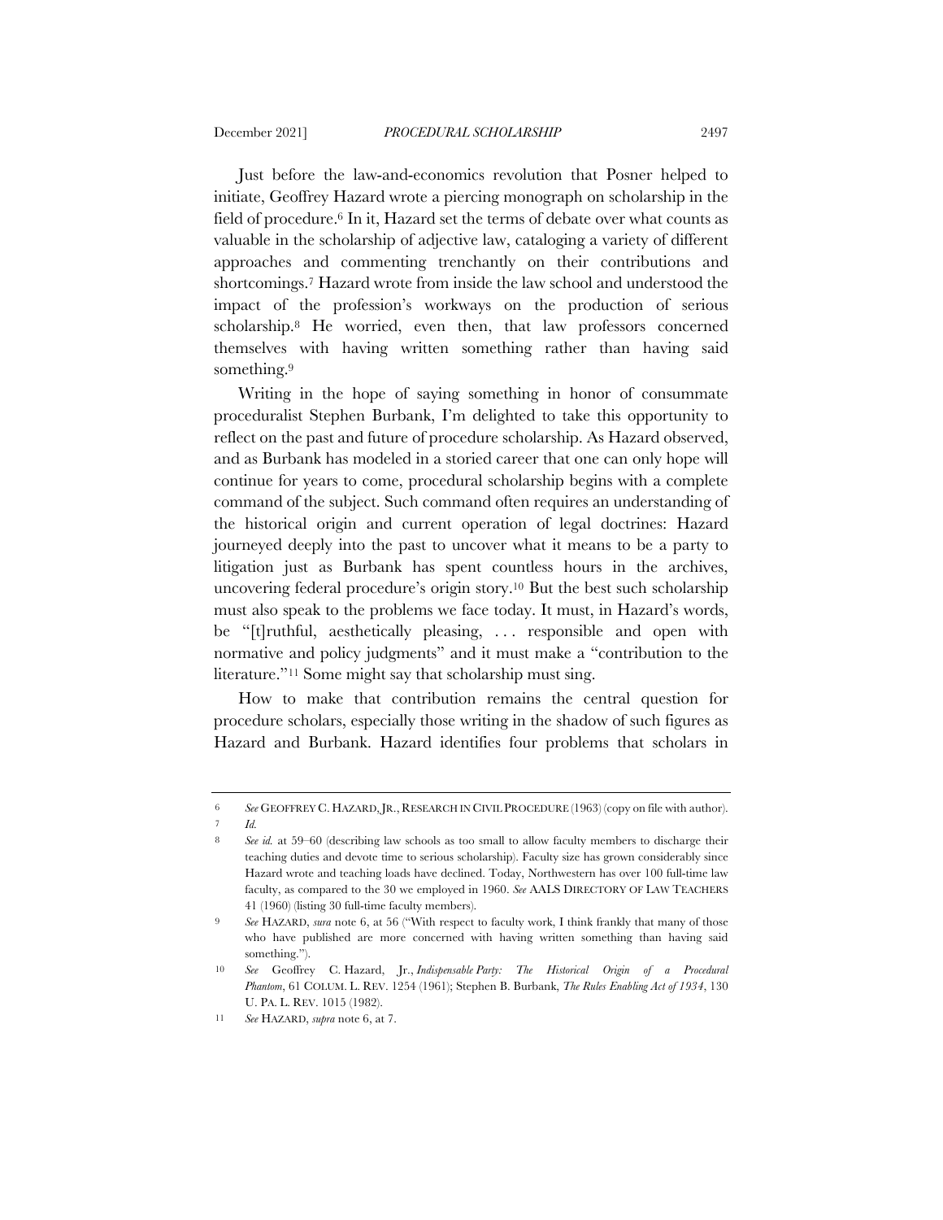Just before the law-and-economics revolution that Posner helped to initiate, Geoffrey Hazard wrote a piercing monograph on scholarship in the field of procedure.[6] In it, Hazard set the terms of debate over what counts as valuable in the scholarship of adjective law, cataloging a variety of different approaches and commenting trenchantly on their contributions and shortcomings.[7] Hazard wrote from inside the law school and understood the impact of the profession's workways on the production of serious scholarship.[8] He worried, even then, that law professors concerned themselves with having written something rather than having said something.[9]

Writing in the hope of saying something in honor of consummate proceduralist Stephen Burbank, I'm delighted to take this opportunity to reflect on the past and future of procedure scholarship. As Hazard observed, and as Burbank has modeled in a storied career that one can only hope will continue for years to come, procedural scholarship begins with a complete command of the subject. Such command often requires an understanding of the historical origin and current operation of legal doctrines: Hazard journeyed deeply into the past to uncover what it means to be a party to litigation just as Burbank has spent countless hours in the archives, uncovering federal procedure's origin story.[10] But the best such scholarship must also speak to the problems we face today. It must, in Hazard's words, be "[t]ruthful, aesthetically pleasing, . . . responsible and open with normative and policy judgments" and it must make a "contribution to the literature."[11] Some might say that scholarship must sing.

How to make that contribution remains the central question for procedure scholars, especially those writing in the shadow of such figures as Hazard and Burbank. Hazard identifies four problems that scholars in

---

6 *See* GEOFFREY C. HAZARD, JR., RESEARCH IN CIVIL PROCEDURE (1963) (copy on file with author).

7 *Id.*

8 *See id.* at 59–60 (describing law schools as too small to allow faculty members to discharge their teaching duties and devote time to serious scholarship). Faculty size has grown considerably since Hazard wrote and teaching loads have declined. Today, Northwestern has over 100 full-time law faculty, as compared to the 30 we employed in 1960. *See* AALS DIRECTORY OF LAW TEACHERS 41 (1960) (listing 30 full-time faculty members).

9 *See* HAZARD, *sura* note 6, at 56 ("With respect to faculty work, I think frankly that many of those who have published are more concerned with having written something than having said something.").

10 *See* Geoffrey C. Hazard, Jr., *Indispensable Party: The Historical Origin of a Procedural Phantom*, 61 COLUM. L. REV. 1254 (1961); Stephen B. Burbank, *The Rules Enabling Act of 1934*, 130 U. PA. L. REV. 1015 (1982).

11 *See* HAZARD, *supra* note 6, at 7.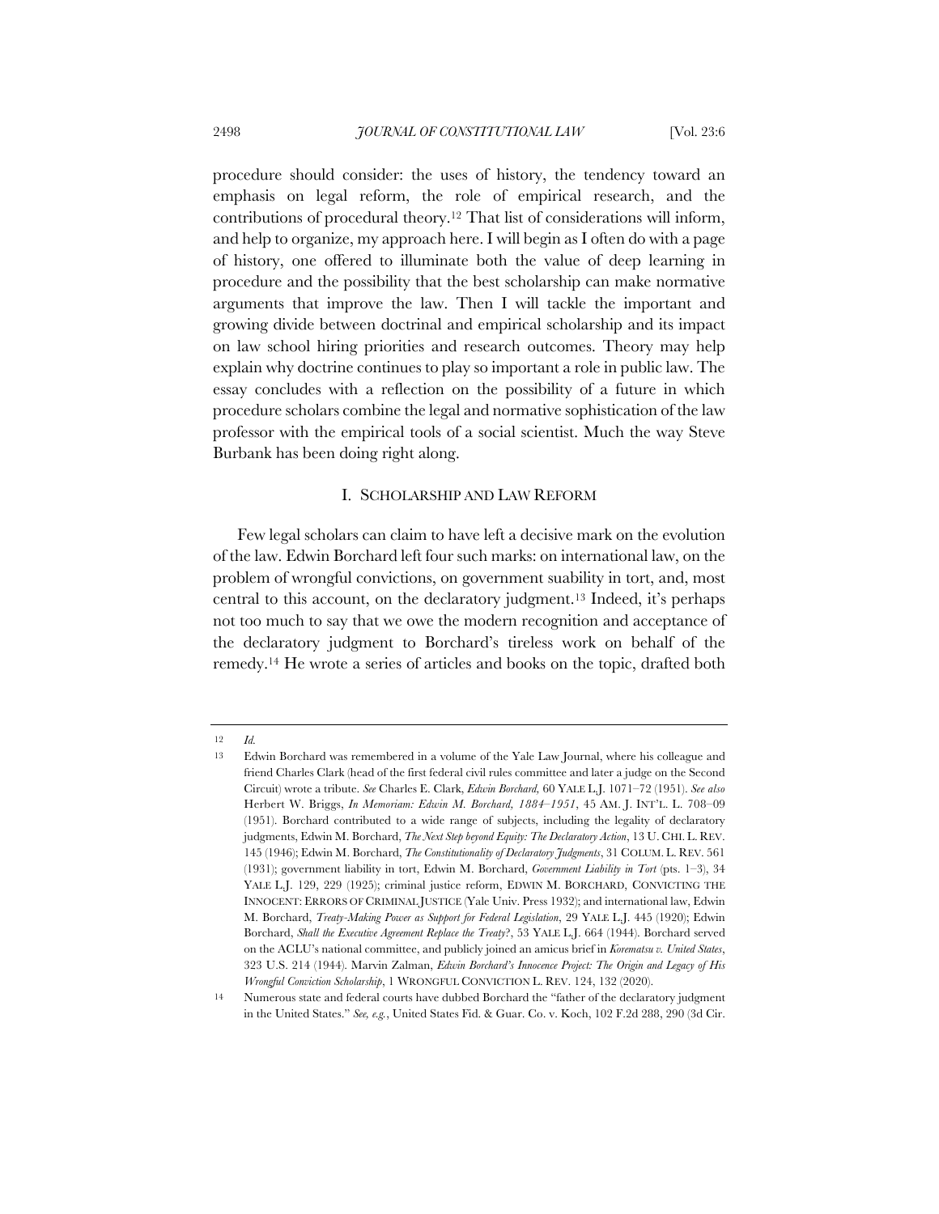procedure should consider: the uses of history, the tendency toward an emphasis on legal reform, the role of empirical research, and the contributions of procedural theory.[12] That list of considerations will inform, and help to organize, my approach here. I will begin as I often do with a page of history, one offered to illuminate both the value of deep learning in procedure and the possibility that the best scholarship can make normative arguments that improve the law. Then I will tackle the important and growing divide between doctrinal and empirical scholarship and its impact on law school hiring priorities and research outcomes. Theory may help explain why doctrine continues to play so important a role in public law. The essay concludes with a reflection on the possibility of a future in which procedure scholars combine the legal and normative sophistication of the law professor with the empirical tools of a social scientist. Much the way Steve Burbank has been doing right along.

## I. SCHOLARSHIP AND LAW REFORM

Few legal scholars can claim to have left a decisive mark on the evolution of the law. Edwin Borchard left four such marks: on international law, on the problem of wrongful convictions, on government suability in tort, and, most central to this account, on the declaratory judgment.[13] Indeed, it's perhaps not too much to say that we owe the modern recognition and acceptance of the declaratory judgment to Borchard's tireless work on behalf of the remedy.[14] He wrote a series of articles and books on the topic, drafted both

---

[12] *Id.*

[13] Edwin Borchard was remembered in a volume of the Yale Law Journal, where his colleague and friend Charles Clark (head of the first federal civil rules committee and later a judge on the Second Circuit) wrote a tribute. *See* Charles E. Clark, *Edwin Borchard,* 60 YALE L.J. 1071–72 (1951). *See also* Herbert W. Briggs, *In Memoriam: Edwin M. Borchard, 1884–1951*, 45 AM. J. INT'L. L. 708–09 (1951). Borchard contributed to a wide range of subjects, including the legality of declaratory judgments, Edwin M. Borchard, *The Next Step beyond Equity: The Declaratory Action*, 13 U. CHI. L. REV. 145 (1946); Edwin M. Borchard, *The Constitutionality of Declaratory Judgments*, 31 COLUM. L. REV. 561 (1931); government liability in tort, Edwin M. Borchard, *Government Liability in Tort* (pts. 1–3), 34 YALE L.J. 129, 229 (1925); criminal justice reform, EDWIN M. BORCHARD, CONVICTING THE INNOCENT: ERRORS OF CRIMINAL JUSTICE (Yale Univ. Press 1932); and international law, Edwin M. Borchard, *Treaty-Making Power as Support for Federal Legislation*, 29 YALE L.J. 445 (1920); Edwin Borchard, *Shall the Executive Agreement Replace the Treaty*?, 53 YALE L.J. 664 (1944). Borchard served on the ACLU's national committee, and publicly joined an amicus brief in *Korematsu v. United States*, 323 U.S. 214 (1944). Marvin Zalman, *Edwin Borchard's Innocence Project: The Origin and Legacy of His Wrongful Conviction Scholarship*, 1 WRONGFUL CONVICTION L. REV. 124, 132 (2020).

[14] Numerous state and federal courts have dubbed Borchard the "father of the declaratory judgment in the United States." *See, e.g.*, United States Fid. & Guar. Co. v. Koch, 102 F.2d 288, 290 (3d Cir.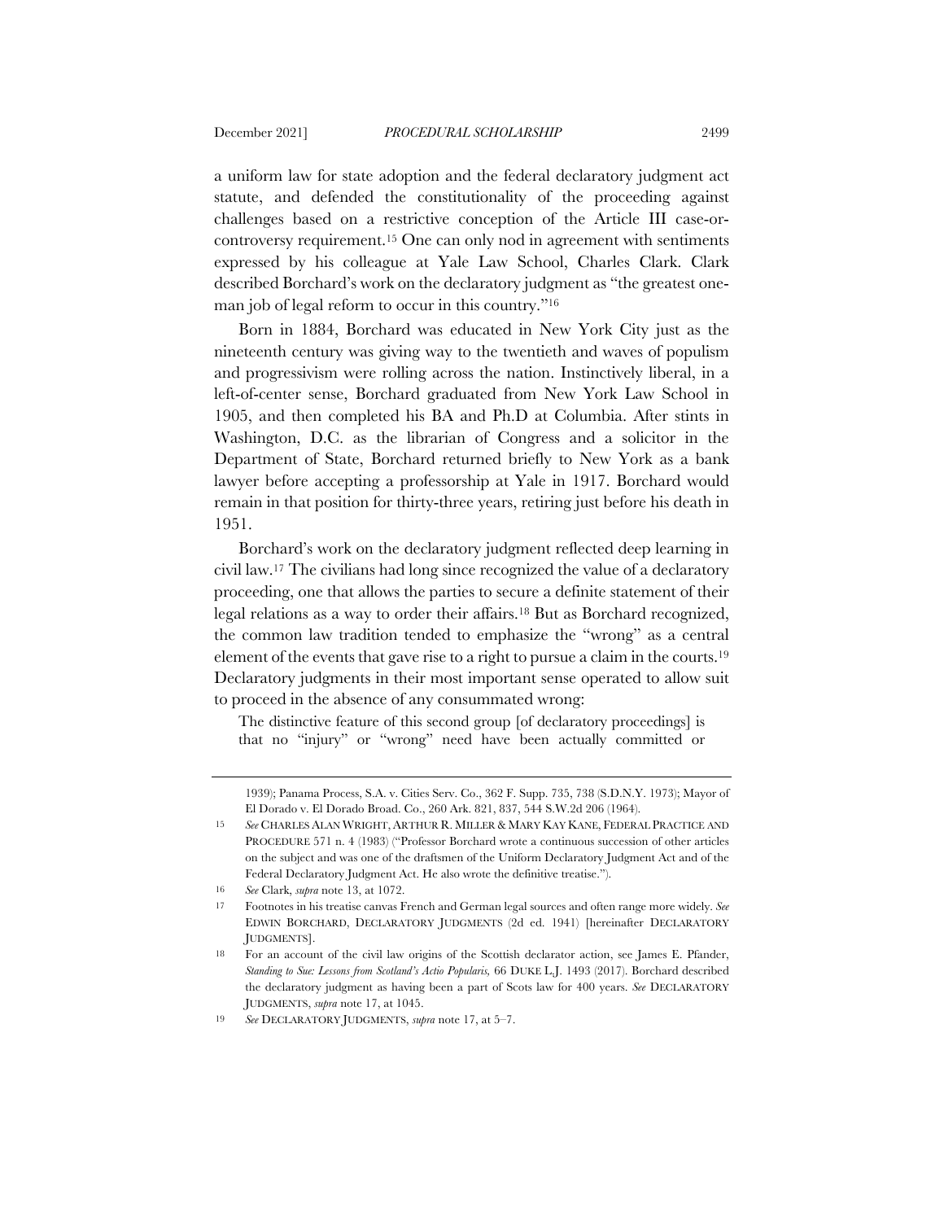a uniform law for state adoption and the federal declaratory judgment act statute, and defended the constitutionality of the proceeding against challenges based on a restrictive conception of the Article III case-or-controversy requirement.[15] One can only nod in agreement with sentiments expressed by his colleague at Yale Law School, Charles Clark. Clark described Borchard's work on the declaratory judgment as "the greatest one-man job of legal reform to occur in this country."[16]

Born in 1884, Borchard was educated in New York City just as the nineteenth century was giving way to the twentieth and waves of populism and progressivism were rolling across the nation. Instinctively liberal, in a left-of-center sense, Borchard graduated from New York Law School in 1905, and then completed his BA and Ph.D at Columbia. After stints in Washington, D.C. as the librarian of Congress and a solicitor in the Department of State, Borchard returned briefly to New York as a bank lawyer before accepting a professorship at Yale in 1917. Borchard would remain in that position for thirty-three years, retiring just before his death in 1951.

Borchard's work on the declaratory judgment reflected deep learning in civil law.[17] The civilians had long since recognized the value of a declaratory proceeding, one that allows the parties to secure a definite statement of their legal relations as a way to order their affairs.[18] But as Borchard recognized, the common law tradition tended to emphasize the "wrong" as a central element of the events that gave rise to a right to pursue a claim in the courts.[19] Declaratory judgments in their most important sense operated to allow suit to proceed in the absence of any consummated wrong:

> The distinctive feature of this second group [of declaratory proceedings] is that no "injury" or "wrong" need have been actually committed or

---

1939); Panama Process, S.A. v. Cities Serv. Co., 362 F. Supp. 735, 738 (S.D.N.Y. 1973); Mayor of El Dorado v. El Dorado Broad. Co., 260 Ark. 821, 837, 544 S.W.2d 206 (1964).

15 *See* CHARLES ALAN WRIGHT, ARTHUR R. MILLER & MARY KAY KANE, FEDERAL PRACTICE AND PROCEDURE 571 n. 4 (1983) ("Professor Borchard wrote a continuous succession of other articles on the subject and was one of the draftsmen of the Uniform Declaratory Judgment Act and of the Federal Declaratory Judgment Act. He also wrote the definitive treatise.").

16 *See* Clark, *supra* note 13, at 1072.

17 Footnotes in his treatise canvas French and German legal sources and often range more widely. *See* EDWIN BORCHARD, DECLARATORY JUDGMENTS (2d ed. 1941) [hereinafter DECLARATORY JUDGMENTS].

18 For an account of the civil law origins of the Scottish declarator action, see James E. Pfander, *Standing to Sue: Lessons from Scotland's Actio Popularis,* 66 DUKE L.J. 1493 (2017). Borchard described the declaratory judgment as having been a part of Scots law for 400 years. *See* DECLARATORY JUDGMENTS, *supra* note 17, at 1045.

19 *See* DECLARATORY JUDGMENTS, *supra* note 17, at 5–7.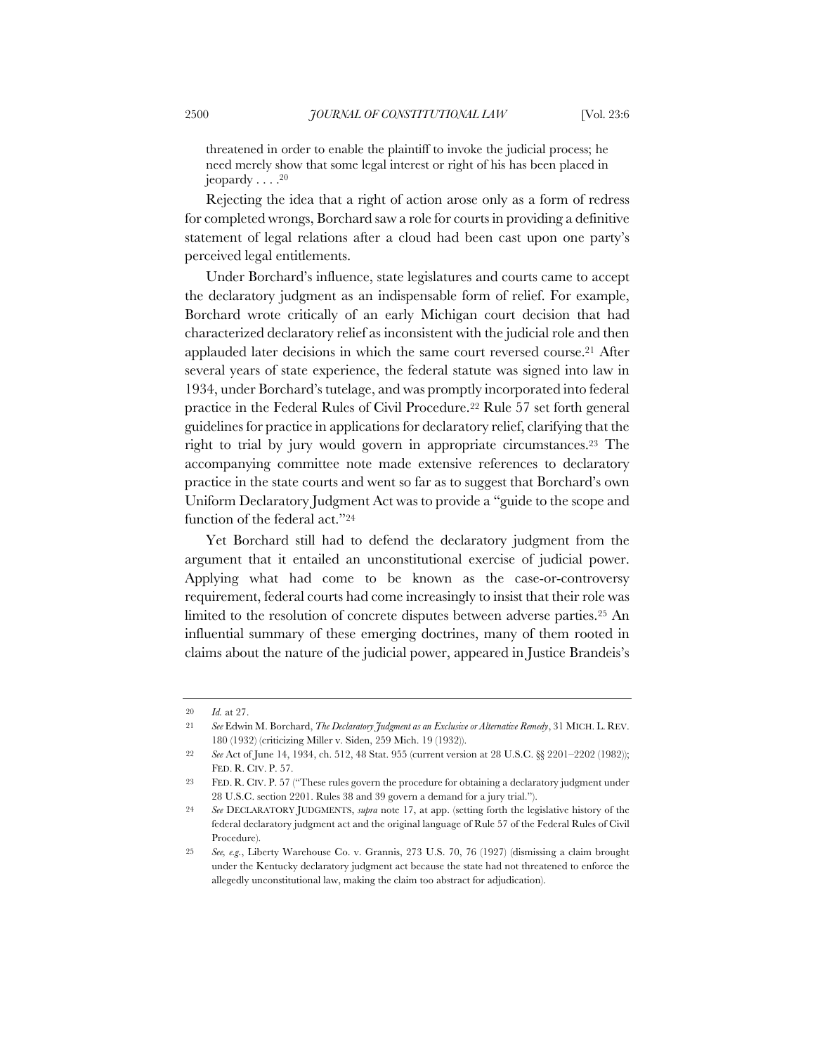threatened in order to enable the plaintiff to invoke the judicial process; he need merely show that some legal interest or right of his has been placed in jeopardy . . . .[20]

Rejecting the idea that a right of action arose only as a form of redress for completed wrongs, Borchard saw a role for courts in providing a definitive statement of legal relations after a cloud had been cast upon one party's perceived legal entitlements.

Under Borchard's influence, state legislatures and courts came to accept the declaratory judgment as an indispensable form of relief. For example, Borchard wrote critically of an early Michigan court decision that had characterized declaratory relief as inconsistent with the judicial role and then applauded later decisions in which the same court reversed course.[21] After several years of state experience, the federal statute was signed into law in 1934, under Borchard's tutelage, and was promptly incorporated into federal practice in the Federal Rules of Civil Procedure.[22] Rule 57 set forth general guidelines for practice in applications for declaratory relief, clarifying that the right to trial by jury would govern in appropriate circumstances.[23] The accompanying committee note made extensive references to declaratory practice in the state courts and went so far as to suggest that Borchard's own Uniform Declaratory Judgment Act was to provide a "guide to the scope and function of the federal act."[24]

Yet Borchard still had to defend the declaratory judgment from the argument that it entailed an unconstitutional exercise of judicial power. Applying what had come to be known as the case-or-controversy requirement, federal courts had come increasingly to insist that their role was limited to the resolution of concrete disputes between adverse parties.[25] An influential summary of these emerging doctrines, many of them rooted in claims about the nature of the judicial power, appeared in Justice Brandeis's

---

20 *Id.* at 27.

21 *See* Edwin M. Borchard, *The Declaratory Judgment as an Exclusive or Alternative Remedy*, 31 MICH. L. REV. 180 (1932) (criticizing Miller v. Siden, 259 Mich. 19 (1932)).

22 *See* Act of June 14, 1934, ch. 512, 48 Stat. 955 (current version at 28 U.S.C. §§ 2201–2202 (1982)); FED. R. CIV. P. 57.

23 FED. R. CIV. P. 57 ("These rules govern the procedure for obtaining a declaratory judgment under 28 U.S.C. section 2201. Rules 38 and 39 govern a demand for a jury trial.").

24 *See* DECLARATORY JUDGMENTS, *supra* note 17, at app. (setting forth the legislative history of the federal declaratory judgment act and the original language of Rule 57 of the Federal Rules of Civil Procedure).

25 *See, e.g.*, Liberty Warehouse Co. v. Grannis, 273 U.S. 70, 76 (1927) (dismissing a claim brought under the Kentucky declaratory judgment act because the state had not threatened to enforce the allegedly unconstitutional law, making the claim too abstract for adjudication).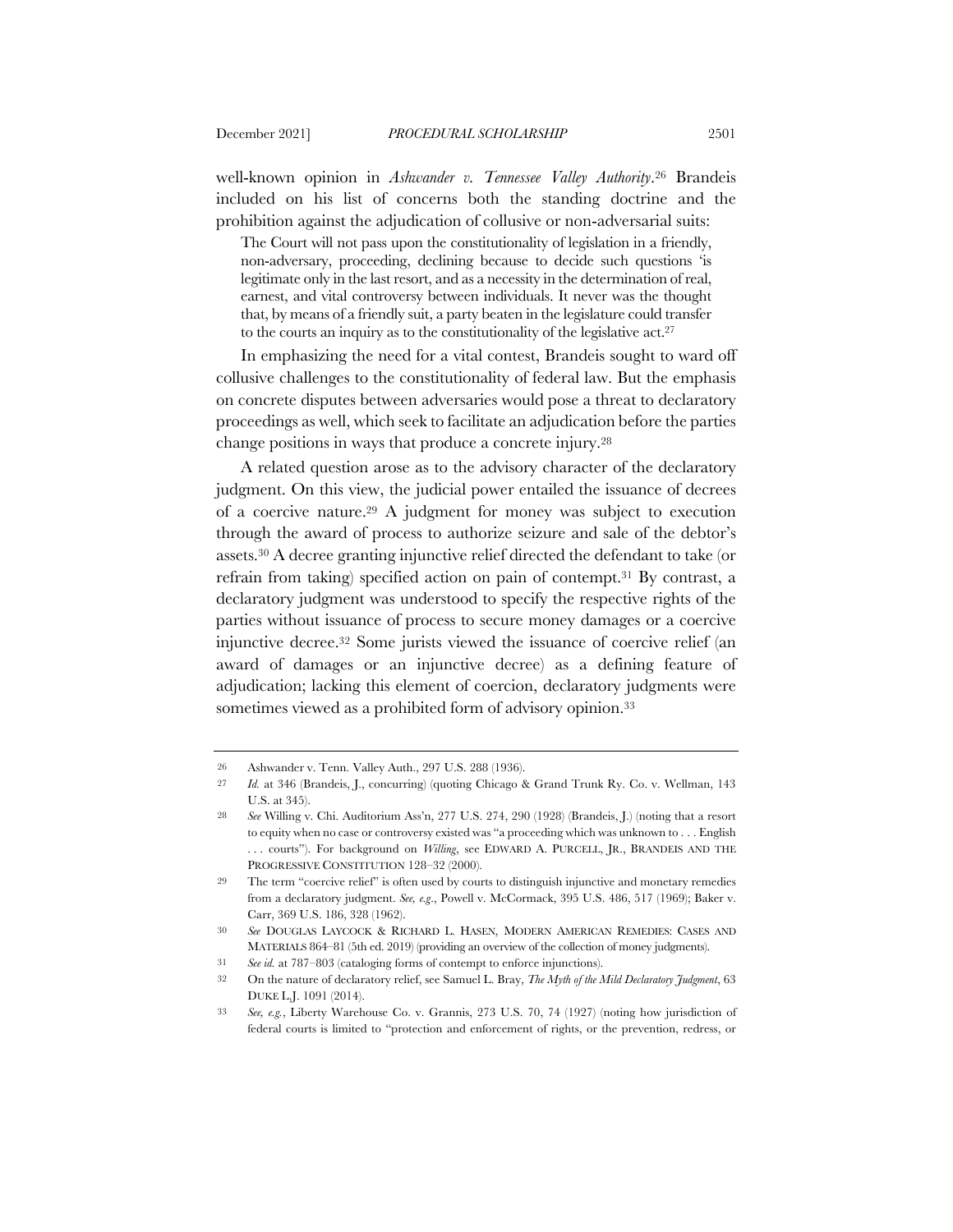well-known opinion in *Ashwander v. Tennessee Valley Authority*.[26] Brandeis included on his list of concerns both the standing doctrine and the prohibition against the adjudication of collusive or non-adversarial suits:

> The Court will not pass upon the constitutionality of legislation in a friendly, non-adversary, proceeding, declining because to decide such questions 'is legitimate only in the last resort, and as a necessity in the determination of real, earnest, and vital controversy between individuals. It never was the thought that, by means of a friendly suit, a party beaten in the legislature could transfer to the courts an inquiry as to the constitutionality of the legislative act.[27]

In emphasizing the need for a vital contest, Brandeis sought to ward off collusive challenges to the constitutionality of federal law. But the emphasis on concrete disputes between adversaries would pose a threat to declaratory proceedings as well, which seek to facilitate an adjudication before the parties change positions in ways that produce a concrete injury.[28]

A related question arose as to the advisory character of the declaratory judgment. On this view, the judicial power entailed the issuance of decrees of a coercive nature.[29] A judgment for money was subject to execution through the award of process to authorize seizure and sale of the debtor's assets.[30] A decree granting injunctive relief directed the defendant to take (or refrain from taking) specified action on pain of contempt.[31] By contrast, a declaratory judgment was understood to specify the respective rights of the parties without issuance of process to secure money damages or a coercive injunctive decree.[32] Some jurists viewed the issuance of coercive relief (an award of damages or an injunctive decree) as a defining feature of adjudication; lacking this element of coercion, declaratory judgments were sometimes viewed as a prohibited form of advisory opinion.[33]

---

26 Ashwander v. Tenn. Valley Auth., 297 U.S. 288 (1936).

27 *Id.* at 346 (Brandeis, J., concurring) (quoting Chicago & Grand Trunk Ry. Co. v. Wellman, 143 U.S. at 345).

28 *See* Willing v. Chi. Auditorium Ass'n, 277 U.S. 274, 290 (1928) (Brandeis, J.) (noting that a resort to equity when no case or controversy existed was "a proceeding which was unknown to . . . English . . . courts"). For background on *Willing*, see EDWARD A. PURCELL, JR., BRANDEIS AND THE PROGRESSIVE CONSTITUTION 128–32 (2000).

29 The term "coercive relief" is often used by courts to distinguish injunctive and monetary remedies from a declaratory judgment. *See, e.g.*, Powell v. McCormack, 395 U.S. 486, 517 (1969); Baker v. Carr, 369 U.S. 186, 328 (1962).

30 *See* DOUGLAS LAYCOCK & RICHARD L. HASEN, MODERN AMERICAN REMEDIES: CASES AND MATERIALS 864–81 (5th ed. 2019) (providing an overview of the collection of money judgments).

31 *See id.* at 787–803 (cataloging forms of contempt to enforce injunctions).

32 On the nature of declaratory relief, see Samuel L. Bray, *The Myth of the Mild Declaratory Judgment*, 63 DUKE L.J. 1091 (2014).

33 *See, e.g.*, Liberty Warehouse Co. v. Grannis, 273 U.S. 70, 74 (1927) (noting how jurisdiction of federal courts is limited to "protection and enforcement of rights, or the prevention, redress, or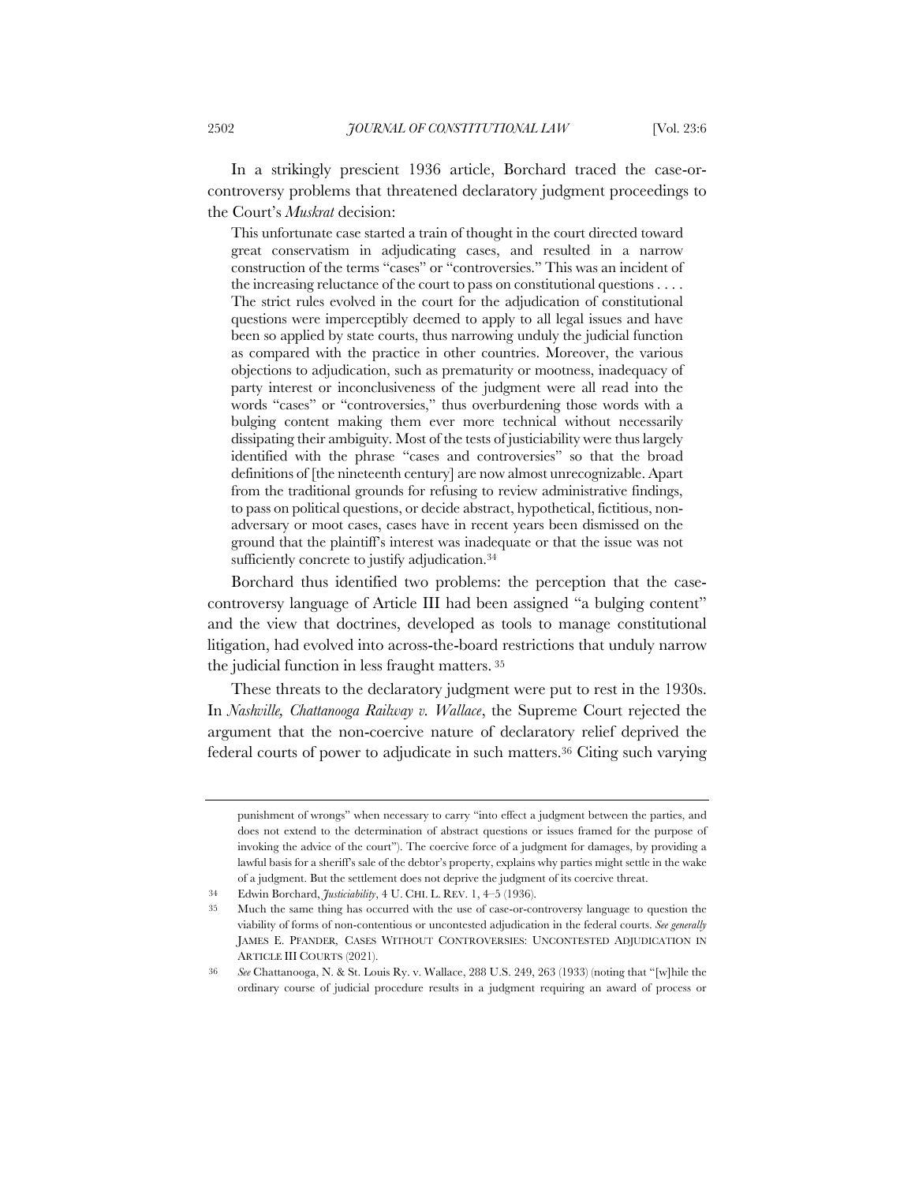In a strikingly prescient 1936 article, Borchard traced the case-or-controversy problems that threatened declaratory judgment proceedings to the Court's *Muskrat* decision:

> This unfortunate case started a train of thought in the court directed toward great conservatism in adjudicating cases, and resulted in a narrow construction of the terms "cases" or "controversies." This was an incident of the increasing reluctance of the court to pass on constitutional questions . . . . The strict rules evolved in the court for the adjudication of constitutional questions were imperceptibly deemed to apply to all legal issues and have been so applied by state courts, thus narrowing unduly the judicial function as compared with the practice in other countries. Moreover, the various objections to adjudication, such as prematurity or mootness, inadequacy of party interest or inconclusiveness of the judgment were all read into the words "cases" or "controversies," thus overburdening those words with a bulging content making them ever more technical without necessarily dissipating their ambiguity. Most of the tests of justiciability were thus largely identified with the phrase "cases and controversies" so that the broad definitions of [the nineteenth century] are now almost unrecognizable. Apart from the traditional grounds for refusing to review administrative findings, to pass on political questions, or decide abstract, hypothetical, fictitious, non-adversary or moot cases, cases have in recent years been dismissed on the ground that the plaintiff's interest was inadequate or that the issue was not sufficiently concrete to justify adjudication.[34]

Borchard thus identified two problems: the perception that the case-controversy language of Article III had been assigned "a bulging content" and the view that doctrines, developed as tools to manage constitutional litigation, had evolved into across-the-board restrictions that unduly narrow the judicial function in less fraught matters.[35]

These threats to the declaratory judgment were put to rest in the 1930s. In *Nashville, Chattanooga Railway v. Wallace*, the Supreme Court rejected the argument that the non-coercive nature of declaratory relief deprived the federal courts of power to adjudicate in such matters.[36] Citing such varying

---

punishment of wrongs" when necessary to carry "into effect a judgment between the parties, and does not extend to the determination of abstract questions or issues framed for the purpose of invoking the advice of the court"). The coercive force of a judgment for damages, by providing a lawful basis for a sheriff's sale of the debtor's property, explains why parties might settle in the wake of a judgment. But the settlement does not deprive the judgment of its coercive threat.

34 Edwin Borchard, *Justiciability*, 4 U. CHI. L. REV. 1, 4–5 (1936).

35 Much the same thing has occurred with the use of case-or-controversy language to question the viability of forms of non-contentious or uncontested adjudication in the federal courts. *See generally* JAMES E. PFANDER, CASES WITHOUT CONTROVERSIES: UNCONTESTED ADJUDICATION IN ARTICLE III COURTS (2021).

36 *See* Chattanooga, N. & St. Louis Ry. v. Wallace, 288 U.S. 249, 263 (1933) (noting that "[w]hile the ordinary course of judicial procedure results in a judgment requiring an award of process or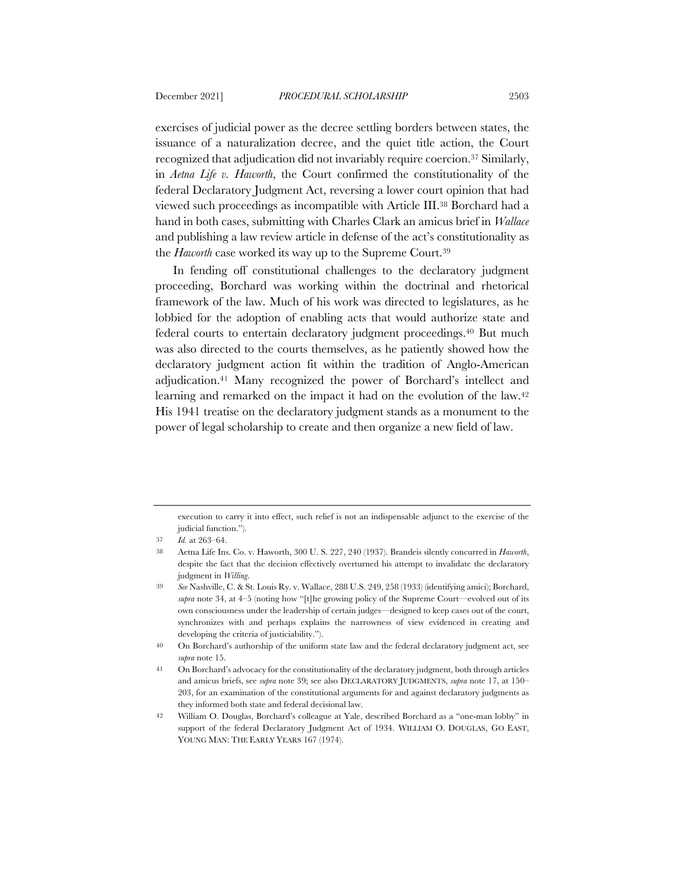exercises of judicial power as the decree settling borders between states, the issuance of a naturalization decree, and the quiet title action, the Court recognized that adjudication did not invariably require coercion.[37] Similarly, in *Aetna Life v. Haworth*, the Court confirmed the constitutionality of the federal Declaratory Judgment Act, reversing a lower court opinion that had viewed such proceedings as incompatible with Article III.[38] Borchard had a hand in both cases, submitting with Charles Clark an amicus brief in *Wallace* and publishing a law review article in defense of the act's constitutionality as the *Haworth* case worked its way up to the Supreme Court.[39]

In fending off constitutional challenges to the declaratory judgment proceeding, Borchard was working within the doctrinal and rhetorical framework of the law. Much of his work was directed to legislatures, as he lobbied for the adoption of enabling acts that would authorize state and federal courts to entertain declaratory judgment proceedings.[40] But much was also directed to the courts themselves, as he patiently showed how the declaratory judgment action fit within the tradition of Anglo-American adjudication.[41] Many recognized the power of Borchard's intellect and learning and remarked on the impact it had on the evolution of the law.[42] His 1941 treatise on the declaratory judgment stands as a monument to the power of legal scholarship to create and then organize a new field of law.

---

execution to carry it into effect, such relief is not an indispensable adjunct to the exercise of the judicial function.").

37 *Id.* at 263–64.

38 Aetna Life Ins. Co. v. Haworth, 300 U. S. 227, 240 (1937). Brandeis silently concurred in *Haworth*, despite the fact that the decision effectively overturned his attempt to invalidate the declaratory judgment in *Willing*.

39 *See* Nashville, C. & St. Louis Ry. v. Wallace, 288 U.S. 249, 258 (1933) (identifying amici); Borchard, *supra* note 34, at 4–5 (noting how "[t]he growing policy of the Supreme Court—evolved out of its own consciousness under the leadership of certain judges—designed to keep cases out of the court, synchronizes with and perhaps explains the narrowness of view evidenced in creating and developing the criteria of justiciability.").

40 On Borchard's authorship of the uniform state law and the federal declaratory judgment act, see *supra* note 15.

41 On Borchard's advocacy for the constitutionality of the declaratory judgment, both through articles and amicus briefs, see *supra* note 39; see also DECLARATORY JUDGMENTS, *supra* note 17, at 150–203, for an examination of the constitutional arguments for and against declaratory judgments as they informed both state and federal decisional law.

42 William O. Douglas, Borchard's colleague at Yale, described Borchard as a "one-man lobby" in support of the federal Declaratory Judgment Act of 1934. WILLIAM O. DOUGLAS, GO EAST, YOUNG MAN: THE EARLY YEARS 167 (1974).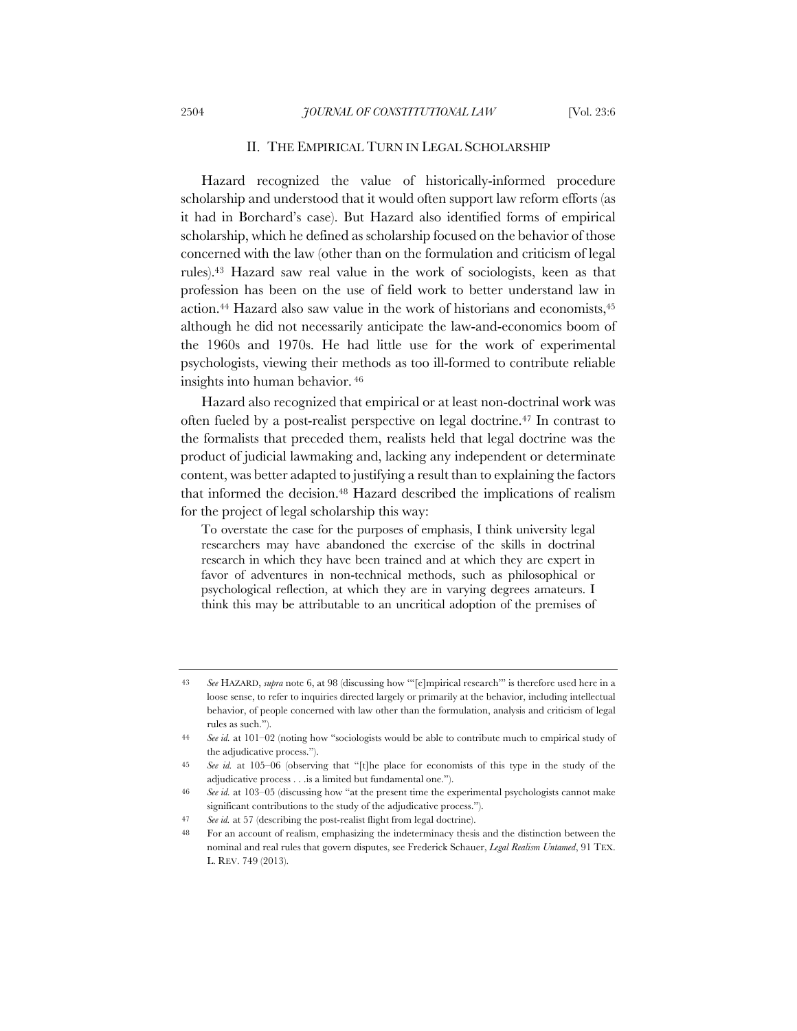## II. THE EMPIRICAL TURN IN LEGAL SCHOLARSHIP

Hazard recognized the value of historically-informed procedure scholarship and understood that it would often support law reform efforts (as it had in Borchard's case). But Hazard also identified forms of empirical scholarship, which he defined as scholarship focused on the behavior of those concerned with the law (other than on the formulation and criticism of legal rules).[43] Hazard saw real value in the work of sociologists, keen as that profession has been on the use of field work to better understand law in action.[44] Hazard also saw value in the work of historians and economists,[45] although he did not necessarily anticipate the law-and-economics boom of the 1960s and 1970s. He had little use for the work of experimental psychologists, viewing their methods as too ill-formed to contribute reliable insights into human behavior.[46]

Hazard also recognized that empirical or at least non-doctrinal work was often fueled by a post-realist perspective on legal doctrine.[47] In contrast to the formalists that preceded them, realists held that legal doctrine was the product of judicial lawmaking and, lacking any independent or determinate content, was better adapted to justifying a result than to explaining the factors that informed the decision.[48] Hazard described the implications of realism for the project of legal scholarship this way:

> To overstate the case for the purposes of emphasis, I think university legal researchers may have abandoned the exercise of the skills in doctrinal research in which they have been trained and at which they are expert in favor of adventures in non-technical methods, such as philosophical or psychological reflection, at which they are in varying degrees amateurs. I think this may be attributable to an uncritical adoption of the premises of

---

43 *See* HAZARD, *supra* note 6, at 98 (discussing how "'[e]mpirical research'" is therefore used here in a loose sense, to refer to inquiries directed largely or primarily at the behavior, including intellectual behavior, of people concerned with law other than the formulation, analysis and criticism of legal rules as such.").

44 *See id.* at 101–02 (noting how "sociologists would be able to contribute much to empirical study of the adjudicative process.").

45 *See id.* at 105–06 (observing that "[t]he place for economists of this type in the study of the adjudicative process . . .is a limited but fundamental one.").

46 *See id.* at 103–05 (discussing how "at the present time the experimental psychologists cannot make significant contributions to the study of the adjudicative process.").

47 *See id.* at 57 (describing the post-realist flight from legal doctrine).

48 For an account of realism, emphasizing the indeterminacy thesis and the distinction between the nominal and real rules that govern disputes, see Frederick Schauer, *Legal Realism Untamed*, 91 TEX. L. REV. 749 (2013).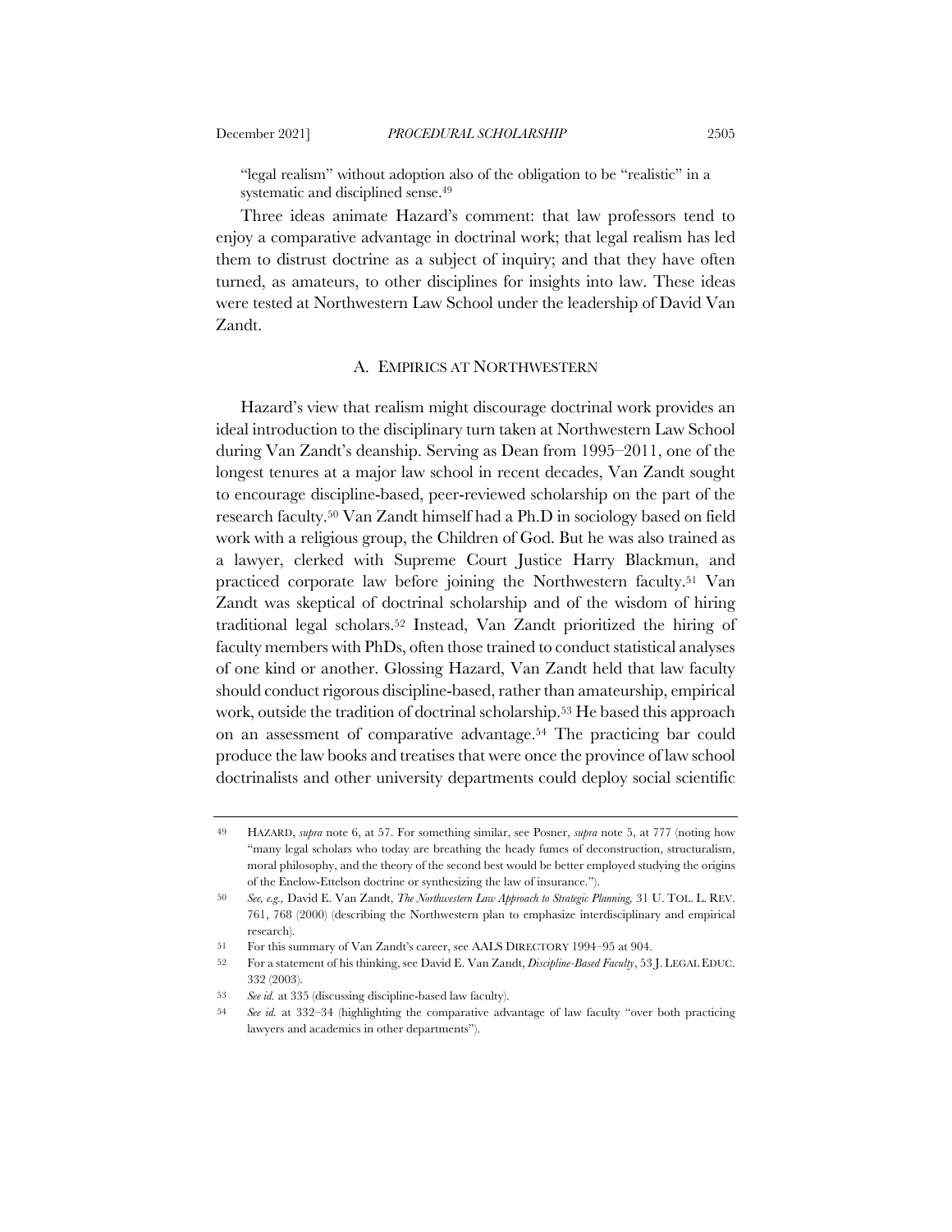"legal realism" without adoption also of the obligation to be "realistic" in a systematic and disciplined sense.[49]

Three ideas animate Hazard's comment: that law professors tend to enjoy a comparative advantage in doctrinal work; that legal realism has led them to distrust doctrine as a subject of inquiry; and that they have often turned, as amateurs, to other disciplines for insights into law. These ideas were tested at Northwestern Law School under the leadership of David Van Zandt.

## A. EMPIRICS AT NORTHWESTERN

Hazard's view that realism might discourage doctrinal work provides an ideal introduction to the disciplinary turn taken at Northwestern Law School during Van Zandt's deanship. Serving as Dean from 1995–2011, one of the longest tenures at a major law school in recent decades, Van Zandt sought to encourage discipline-based, peer-reviewed scholarship on the part of the research faculty.[50] Van Zandt himself had a Ph.D in sociology based on field work with a religious group, the Children of God. But he was also trained as a lawyer, clerked with Supreme Court Justice Harry Blackmun, and practiced corporate law before joining the Northwestern faculty.[51] Van Zandt was skeptical of doctrinal scholarship and of the wisdom of hiring traditional legal scholars.[52] Instead, Van Zandt prioritized the hiring of faculty members with PhDs, often those trained to conduct statistical analyses of one kind or another. Glossing Hazard, Van Zandt held that law faculty should conduct rigorous discipline-based, rather than amateurship, empirical work, outside the tradition of doctrinal scholarship.[53] He based this approach on an assessment of comparative advantage.[54] The practicing bar could produce the law books and treatises that were once the province of law school doctrinalists and other university departments could deploy social scientific

---

49 HAZARD, *supra* note 6, at 57. For something similar, see Posner, *supra* note 5, at 777 (noting how "many legal scholars who today are breathing the heady fumes of deconstruction, structuralism, moral philosophy, and the theory of the second best would be better employed studying the origins of the Enelow-Ettelson doctrine or synthesizing the law of insurance.").

50 *See, e.g.,* David E. Van Zandt, *The Northwestern Law Approach to Strategic Planning,* 31 U. TOL. L. REV. 761, 768 (2000) (describing the Northwestern plan to emphasize interdisciplinary and empirical research).

51 For this summary of Van Zandt's career, see AALS DIRECTORY 1994–95 at 904.

52 For a statement of his thinking, see David E. Van Zandt, *Discipline-Based Faculty*, 53 J. LEGAL EDUC. 332 (2003).

53 *See id.* at 335 (discussing discipline-based law faculty).

54 *See id.* at 332–34 (highlighting the comparative advantage of law faculty "over both practicing lawyers and academics in other departments").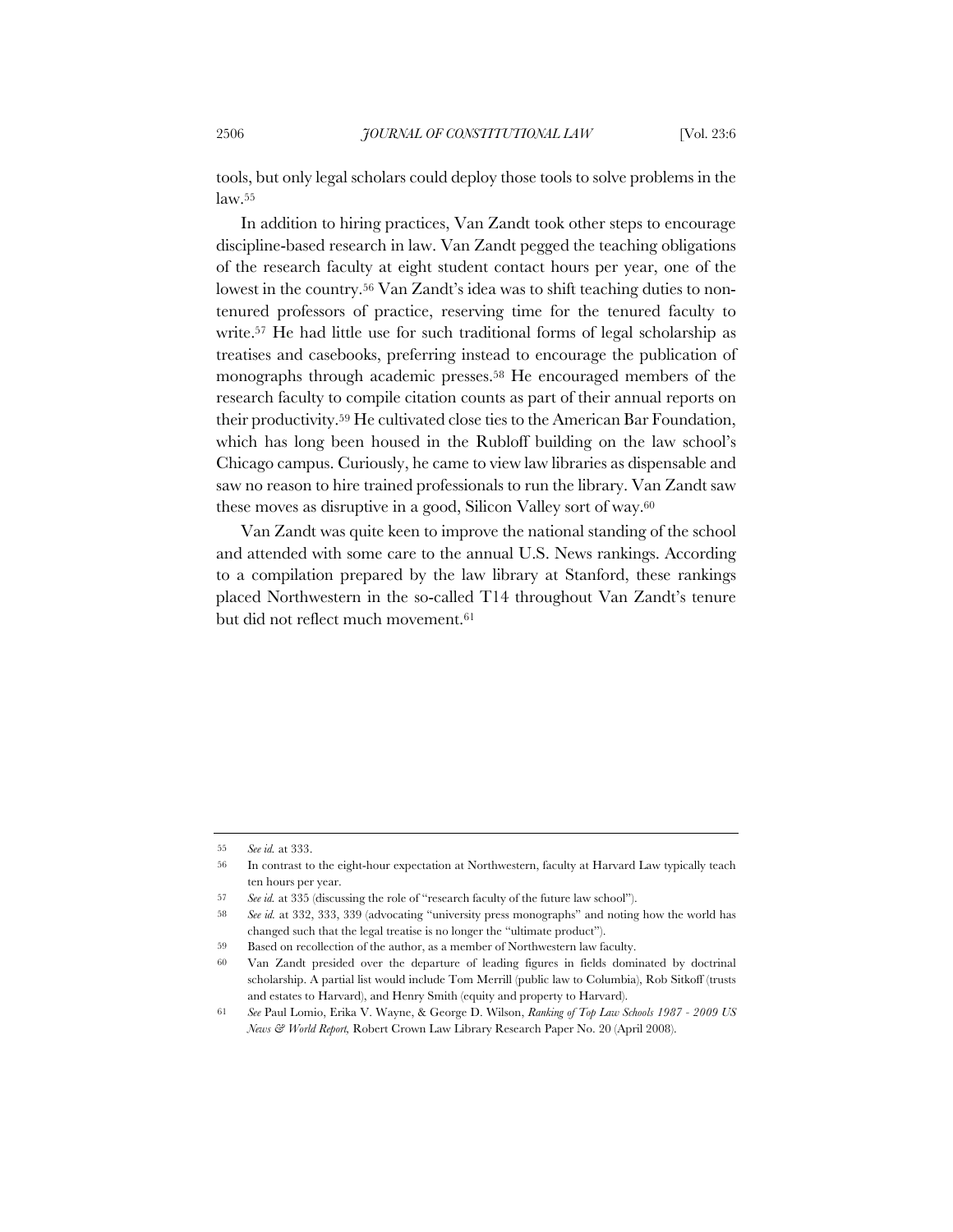tools, but only legal scholars could deploy those tools to solve problems in the law.[55]

In addition to hiring practices, Van Zandt took other steps to encourage discipline-based research in law. Van Zandt pegged the teaching obligations of the research faculty at eight student contact hours per year, one of the lowest in the country.[56] Van Zandt's idea was to shift teaching duties to non-tenured professors of practice, reserving time for the tenured faculty to write.[57] He had little use for such traditional forms of legal scholarship as treatises and casebooks, preferring instead to encourage the publication of monographs through academic presses.[58] He encouraged members of the research faculty to compile citation counts as part of their annual reports on their productivity.[59] He cultivated close ties to the American Bar Foundation, which has long been housed in the Rubloff building on the law school's Chicago campus. Curiously, he came to view law libraries as dispensable and saw no reason to hire trained professionals to run the library. Van Zandt saw these moves as disruptive in a good, Silicon Valley sort of way.[60]

Van Zandt was quite keen to improve the national standing of the school and attended with some care to the annual U.S. News rankings. According to a compilation prepared by the law library at Stanford, these rankings placed Northwestern in the so-called T14 throughout Van Zandt's tenure but did not reflect much movement.[61]

---

[55] *See id.* at 333.

[56] In contrast to the eight-hour expectation at Northwestern, faculty at Harvard Law typically teach ten hours per year.

[57] *See id.* at 335 (discussing the role of "research faculty of the future law school").

[58] *See id.* at 332, 333, 339 (advocating "university press monographs" and noting how the world has changed such that the legal treatise is no longer the "ultimate product").

[59] Based on recollection of the author, as a member of Northwestern law faculty.

[60] Van Zandt presided over the departure of leading figures in fields dominated by doctrinal scholarship. A partial list would include Tom Merrill (public law to Columbia), Rob Sitkoff (trusts and estates to Harvard), and Henry Smith (equity and property to Harvard).

[61] *See* Paul Lomio, Erika V. Wayne, & George D. Wilson, *Ranking of Top Law Schools 1987 - 2009 US News & World Report,* Robert Crown Law Library Research Paper No. 20 (April 2008).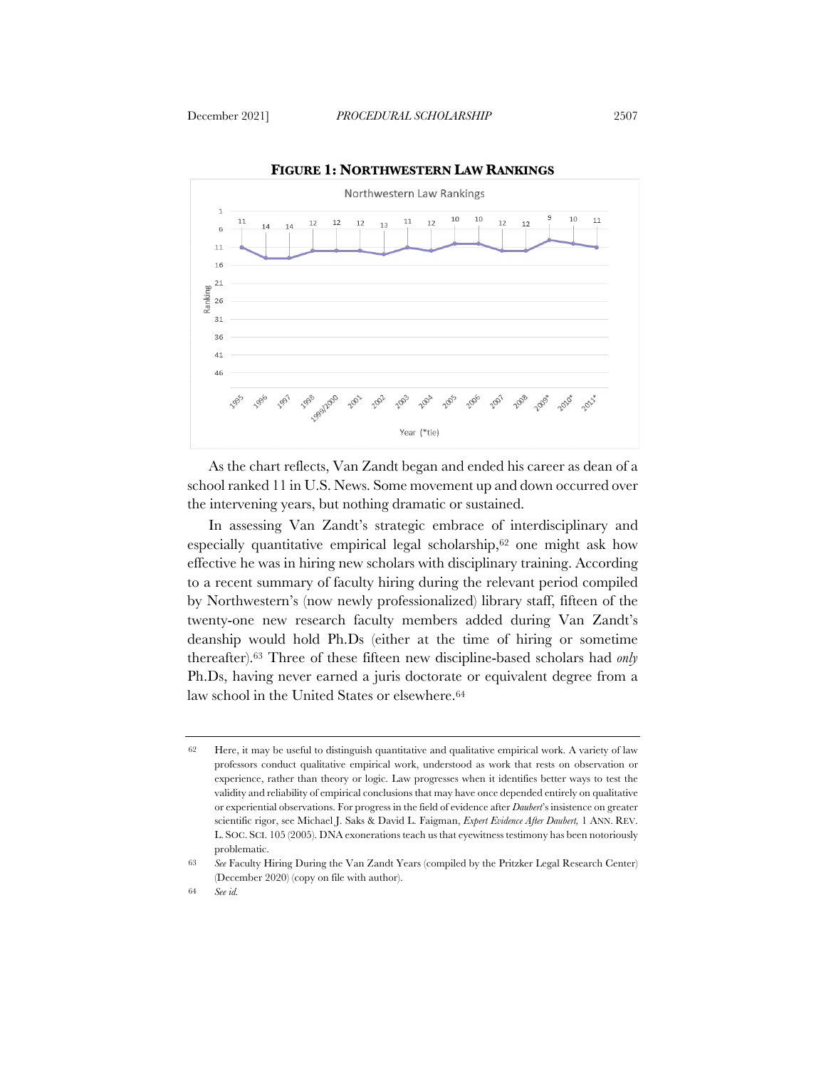**FIGURE 1: NORTHWESTERN LAW RANKINGS**

As the chart reflects, Van Zandt began and ended his career as dean of a school ranked 11 in U.S. News. Some movement up and down occurred over the intervening years, but nothing dramatic or sustained.

In assessing Van Zandt's strategic embrace of interdisciplinary and especially quantitative empirical legal scholarship,[62] one might ask how effective he was in hiring new scholars with disciplinary training. According to a recent summary of faculty hiring during the relevant period compiled by Northwestern's (now newly professionalized) library staff, fifteen of the twenty-one new research faculty members added during Van Zandt's deanship would hold Ph.Ds (either at the time of hiring or sometime thereafter).[63] Three of these fifteen new discipline-based scholars had *only* Ph.Ds, having never earned a juris doctorate or equivalent degree from a law school in the United States or elsewhere.[64]

---

62 Here, it may be useful to distinguish quantitative and qualitative empirical work. A variety of law professors conduct qualitative empirical work, understood as work that rests on observation or experience, rather than theory or logic. Law progresses when it identifies better ways to test the validity and reliability of empirical conclusions that may have once depended entirely on qualitative or experiential observations. For progress in the field of evidence after *Daubert*'s insistence on greater scientific rigor, see Michael J. Saks & David L. Faigman, *Expert Evidence After Daubert,* 1 ANN. REV. L. SOC. SCI. 105 (2005). DNA exonerations teach us that eyewitness testimony has been notoriously problematic.

63 *See* Faculty Hiring During the Van Zandt Years (compiled by the Pritzker Legal Research Center) (December 2020) (copy on file with author).

64 *See id.*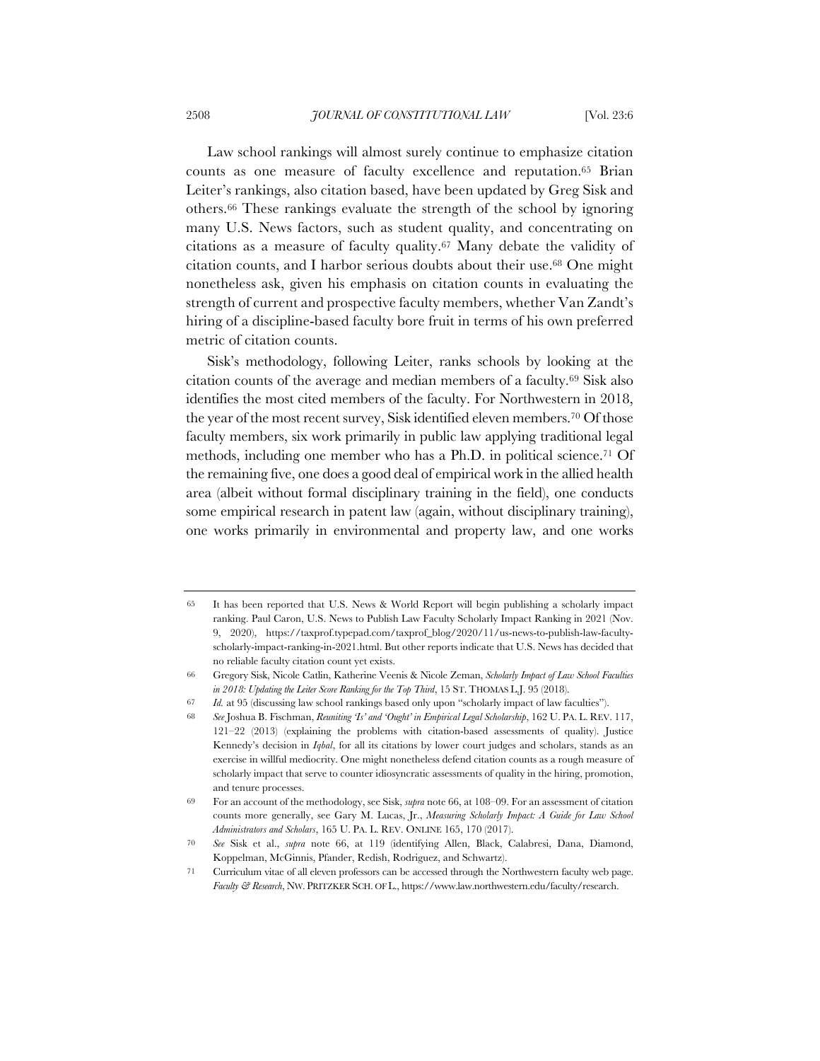Law school rankings will almost surely continue to emphasize citation counts as one measure of faculty excellence and reputation.[65] Brian Leiter's rankings, also citation based, have been updated by Greg Sisk and others.[66] These rankings evaluate the strength of the school by ignoring many U.S. News factors, such as student quality, and concentrating on citations as a measure of faculty quality.[67] Many debate the validity of citation counts, and I harbor serious doubts about their use.[68] One might nonetheless ask, given his emphasis on citation counts in evaluating the strength of current and prospective faculty members, whether Van Zandt's hiring of a discipline-based faculty bore fruit in terms of his own preferred metric of citation counts.

Sisk's methodology, following Leiter, ranks schools by looking at the citation counts of the average and median members of a faculty.[69] Sisk also identifies the most cited members of the faculty. For Northwestern in 2018, the year of the most recent survey, Sisk identified eleven members.[70] Of those faculty members, six work primarily in public law applying traditional legal methods, including one member who has a Ph.D. in political science.[71] Of the remaining five, one does a good deal of empirical work in the allied health area (albeit without formal disciplinary training in the field), one conducts some empirical research in patent law (again, without disciplinary training), one works primarily in environmental and property law, and one works

---

65 It has been reported that U.S. News & World Report will begin publishing a scholarly impact ranking. Paul Caron, U.S. News to Publish Law Faculty Scholarly Impact Ranking in 2021 (Nov. 9, 2020), https://taxprof.typepad.com/taxprof_blog/2020/11/us-news-to-publish-law-faculty-scholarly-impact-ranking-in-2021.html. But other reports indicate that U.S. News has decided that no reliable faculty citation count yet exists.

66 Gregory Sisk, Nicole Catlin, Katherine Veenis & Nicole Zeman, *Scholarly Impact of Law School Faculties in 2018: Updating the Leiter Score Ranking for the Top Third*, 15 ST. THOMAS L.J. 95 (2018).

67 *Id.* at 95 (discussing law school rankings based only upon "scholarly impact of law faculties").

68 *See* Joshua B. Fischman, *Reuniting 'Is' and 'Ought' in Empirical Legal Scholarship*, 162 U. PA. L. REV. 117, 121–22 (2013) (explaining the problems with citation-based assessments of quality). Justice Kennedy's decision in *Iqbal*, for all its citations by lower court judges and scholars, stands as an exercise in willful mediocrity. One might nonetheless defend citation counts as a rough measure of scholarly impact that serve to counter idiosyncratic assessments of quality in the hiring, promotion, and tenure processes.

69 For an account of the methodology, see Sisk, *supra* note 66, at 108–09. For an assessment of citation counts more generally, see Gary M. Lucas, Jr., *Measuring Scholarly Impact: A Guide for Law School Administrators and Scholars*, 165 U. PA. L. REV. ONLINE 165, 170 (2017).

70 *See* Sisk et al., *supra* note 66, at 119 (identifying Allen, Black, Calabresi, Dana, Diamond, Koppelman, McGinnis, Pfander, Redish, Rodriguez, and Schwartz).

71 Curriculum vitae of all eleven professors can be accessed through the Northwestern faculty web page. *Faculty & Research*, NW. PRITZKER SCH. OF L., https://www.law.northwestern.edu/faculty/research.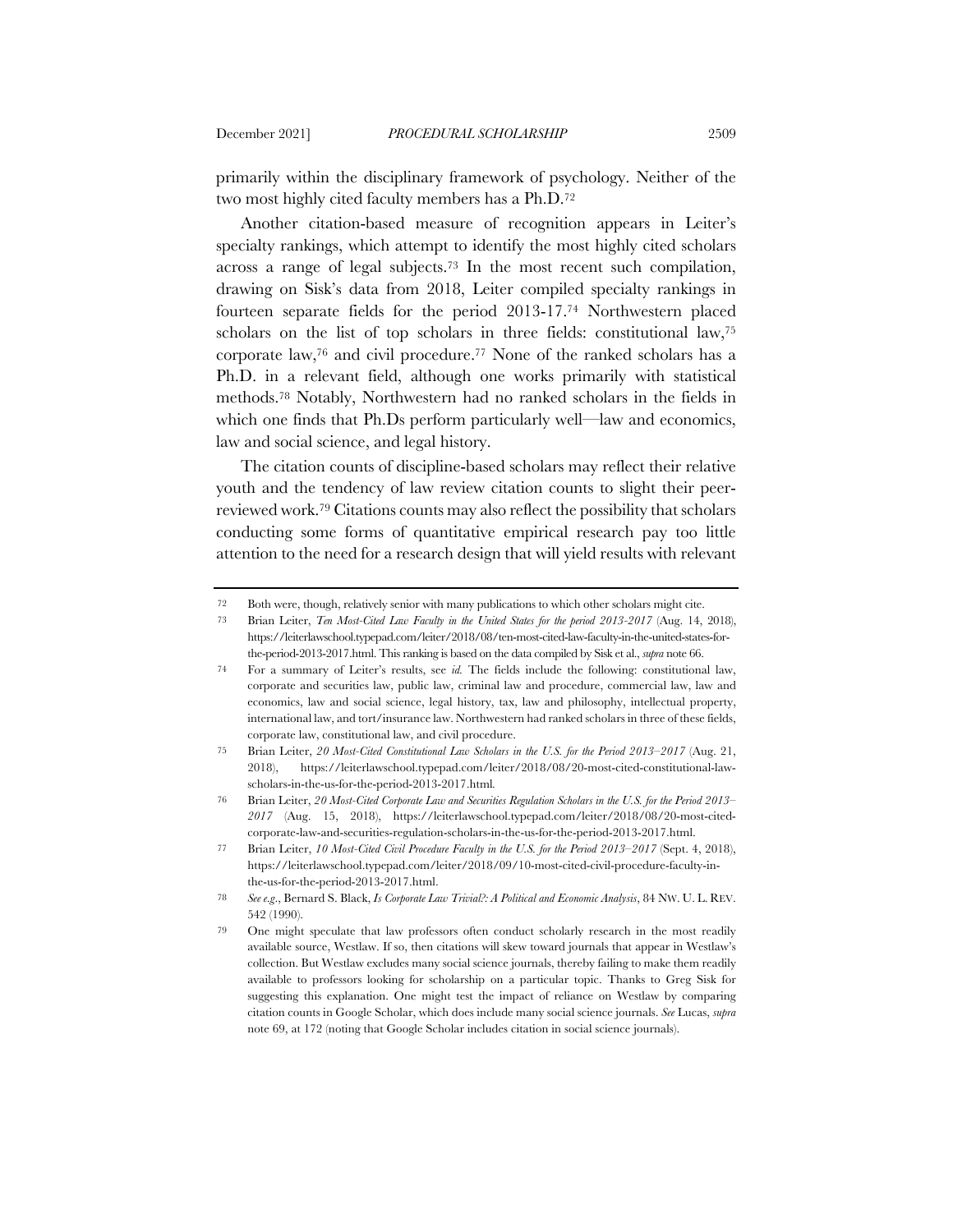primarily within the disciplinary framework of psychology. Neither of the two most highly cited faculty members has a Ph.D.[72]

Another citation-based measure of recognition appears in Leiter's specialty rankings, which attempt to identify the most highly cited scholars across a range of legal subjects.[73] In the most recent such compilation, drawing on Sisk's data from 2018, Leiter compiled specialty rankings in fourteen separate fields for the period 2013-17.[74] Northwestern placed scholars on the list of top scholars in three fields: constitutional law,[75] corporate law,[76] and civil procedure.[77] None of the ranked scholars has a Ph.D. in a relevant field, although one works primarily with statistical methods.[78] Notably, Northwestern had no ranked scholars in the fields in which one finds that Ph.Ds perform particularly well—law and economics, law and social science, and legal history.

The citation counts of discipline-based scholars may reflect their relative youth and the tendency of law review citation counts to slight their peer-reviewed work.[79] Citations counts may also reflect the possibility that scholars conducting some forms of quantitative empirical research pay too little attention to the need for a research design that will yield results with relevant

---

72 Both were, though, relatively senior with many publications to which other scholars might cite.

73 Brian Leiter, *Ten Most-Cited Law Faculty in the United States for the period 2013-2017* (Aug. 14, 2018), https://leiterlawschool.typepad.com/leiter/2018/08/ten-most-cited-law-faculty-in-the-united-states-for-the-period-2013-2017.html. This ranking is based on the data compiled by Sisk et al., *supra* note 66.

74 For a summary of Leiter's results, see *id.* The fields include the following: constitutional law, corporate and securities law, public law, criminal law and procedure, commercial law, law and economics, law and social science, legal history, tax, law and philosophy, intellectual property, international law, and tort/insurance law. Northwestern had ranked scholars in three of these fields, corporate law, constitutional law, and civil procedure.

75 Brian Leiter, *20 Most-Cited Constitutional Law Scholars in the U.S. for the Period 2013–2017* (Aug. 21, 2018), https://leiterlawschool.typepad.com/leiter/2018/08/20-most-cited-constitutional-law-scholars-in-the-us-for-the-period-2013-2017.html.

76 Brian Leiter, *20 Most-Cited Corporate Law and Securities Regulation Scholars in the U.S. for the Period 2013–2017* (Aug. 15, 2018), https://leiterlawschool.typepad.com/leiter/2018/08/20-most-cited-corporate-law-and-securities-regulation-scholars-in-the-us-for-the-period-2013-2017.html.

77 Brian Leiter, *10 Most-Cited Civil Procedure Faculty in the U.S. for the Period 2013–2017* (Sept. 4, 2018), https://leiterlawschool.typepad.com/leiter/2018/09/10-most-cited-civil-procedure-faculty-in-the-us-for-the-period-2013-2017.html.

78 *See e.g.*, Bernard S. Black, *Is Corporate Law Trivial?: A Political and Economic Analysis*, 84 NW. U. L. REV. 542 (1990).

79 One might speculate that law professors often conduct scholarly research in the most readily available source, Westlaw. If so, then citations will skew toward journals that appear in Westlaw's collection. But Westlaw excludes many social science journals, thereby failing to make them readily available to professors looking for scholarship on a particular topic. Thanks to Greg Sisk for suggesting this explanation. One might test the impact of reliance on Westlaw by comparing citation counts in Google Scholar, which does include many social science journals. *See* Lucas, *supra* note 69, at 172 (noting that Google Scholar includes citation in social science journals).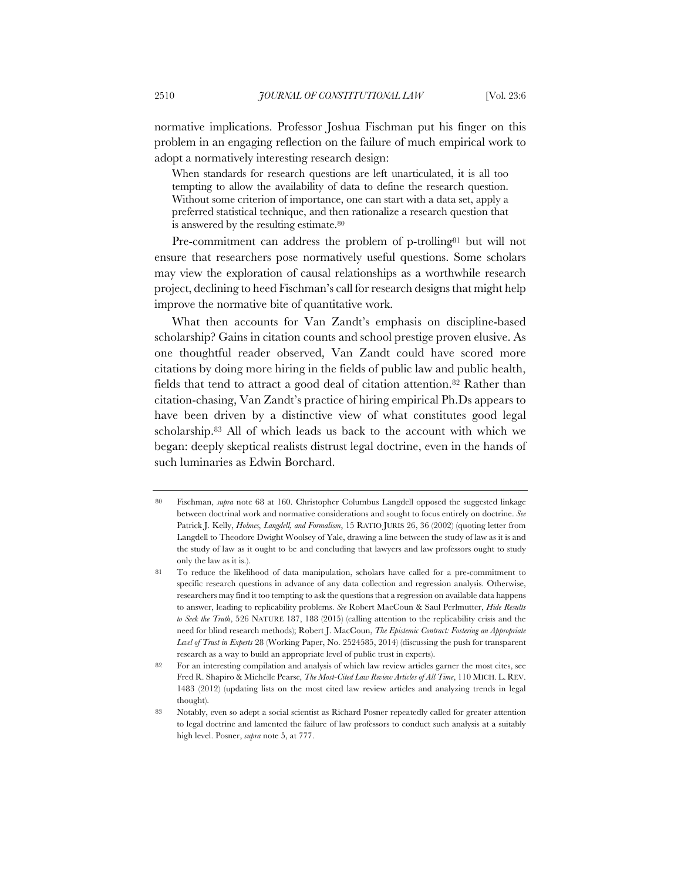normative implications. Professor Joshua Fischman put his finger on this problem in an engaging reflection on the failure of much empirical work to adopt a normatively interesting research design:

> When standards for research questions are left unarticulated, it is all too tempting to allow the availability of data to define the research question. Without some criterion of importance, one can start with a data set, apply a preferred statistical technique, and then rationalize a research question that is answered by the resulting estimate.[80]

Pre-commitment can address the problem of p-trolling[81] but will not ensure that researchers pose normatively useful questions. Some scholars may view the exploration of causal relationships as a worthwhile research project, declining to heed Fischman's call for research designs that might help improve the normative bite of quantitative work.

What then accounts for Van Zandt's emphasis on discipline-based scholarship? Gains in citation counts and school prestige proven elusive. As one thoughtful reader observed, Van Zandt could have scored more citations by doing more hiring in the fields of public law and public health, fields that tend to attract a good deal of citation attention.[82] Rather than citation-chasing, Van Zandt's practice of hiring empirical Ph.Ds appears to have been driven by a distinctive view of what constitutes good legal scholarship.[83] All of which leads us back to the account with which we began: deeply skeptical realists distrust legal doctrine, even in the hands of such luminaries as Edwin Borchard.

---

80 Fischman, *supra* note 68 at 160. Christopher Columbus Langdell opposed the suggested linkage between doctrinal work and normative considerations and sought to focus entirely on doctrine. *See* Patrick J. Kelly, *Holmes, Langdell, and Formalism*, 15 RATIO JURIS 26, 36 (2002) (quoting letter from Langdell to Theodore Dwight Woolsey of Yale, drawing a line between the study of law as it is and the study of law as it ought to be and concluding that lawyers and law professors ought to study only the law as it is.).

81 To reduce the likelihood of data manipulation, scholars have called for a pre-commitment to specific research questions in advance of any data collection and regression analysis. Otherwise, researchers may find it too tempting to ask the questions that a regression on available data happens to answer, leading to replicability problems. *See* Robert MacCoun & Saul Perlmutter, *Hide Results to Seek the Truth*, 526 NATURE 187, 188 (2015) (calling attention to the replicability crisis and the need for blind research methods); Robert J. MacCoun, *The Epistemic Contract: Fostering an Appropriate Level of Trust in Experts* 28 (Working Paper, No. 2524585, 2014) (discussing the push for transparent research as a way to build an appropriate level of public trust in experts).

82 For an interesting compilation and analysis of which law review articles garner the most cites, see Fred R. Shapiro & Michelle Pearse, *The Most-Cited Law Review Articles of All Time*, 110 MICH. L. REV. 1483 (2012) (updating lists on the most cited law review articles and analyzing trends in legal thought).

83 Notably, even so adept a social scientist as Richard Posner repeatedly called for greater attention to legal doctrine and lamented the failure of law professors to conduct such analysis at a suitably high level. Posner, *supra* note 5, at 777.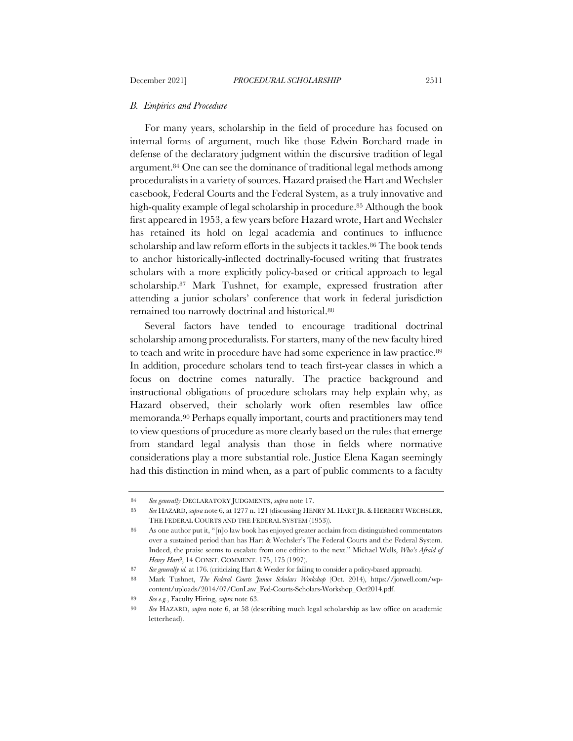### *B. Empirics and Procedure*

For many years, scholarship in the field of procedure has focused on internal forms of argument, much like those Edwin Borchard made in defense of the declaratory judgment within the discursive tradition of legal argument.[84] One can see the dominance of traditional legal methods among proceduralists in a variety of sources. Hazard praised the Hart and Wechsler casebook, Federal Courts and the Federal System, as a truly innovative and high-quality example of legal scholarship in procedure.[85] Although the book first appeared in 1953, a few years before Hazard wrote, Hart and Wechsler has retained its hold on legal academia and continues to influence scholarship and law reform efforts in the subjects it tackles.[86] The book tends to anchor historically-inflected doctrinally-focused writing that frustrates scholars with a more explicitly policy-based or critical approach to legal scholarship.[87] Mark Tushnet, for example, expressed frustration after attending a junior scholars' conference that work in federal jurisdiction remained too narrowly doctrinal and historical.[88]

Several factors have tended to encourage traditional doctrinal scholarship among proceduralists. For starters, many of the new faculty hired to teach and write in procedure have had some experience in law practice.[89] In addition, procedure scholars tend to teach first-year classes in which a focus on doctrine comes naturally. The practice background and instructional obligations of procedure scholars may help explain why, as Hazard observed, their scholarly work often resembles law office memoranda.[90] Perhaps equally important, courts and practitioners may tend to view questions of procedure as more clearly based on the rules that emerge from standard legal analysis than those in fields where normative considerations play a more substantial role. Justice Elena Kagan seemingly had this distinction in mind when, as a part of public comments to a faculty

---

84 *See generally* DECLARATORY JUDGMENTS, *supra* note 17.

85 *See* HAZARD, *supra* note 6, at 1277 n. 121 (discussing HENRY M. HART JR. & HERBERT WECHSLER, THE FEDERAL COURTS AND THE FEDERAL SYSTEM (1953)).

86 As one author put it, "[n]o law book has enjoyed greater acclaim from distinguished commentators over a sustained period than has Hart & Wechsler's The Federal Courts and the Federal System. Indeed, the praise seems to escalate from one edition to the next." Michael Wells, *Who's Afraid of Henry Hart?*, 14 CONST. COMMENT. 175, 175 (1997).

87 *See generally id.* at 176. (criticizing Hart & Wexler for failing to consider a policy-based approach).

88 Mark Tushnet, *The Federal Courts Junior Scholars Workshop* (Oct. 2014), https://jotwell.com/wp-content/uploads/2014/07/ConLaw_Fed-Courts-Scholars-Workshop_Oct2014.pdf.

89 *See e.g.*, Faculty Hiring, *supra* note 63.

90 *See* HAZARD, *supra* note 6, at 58 (describing much legal scholarship as law office on academic letterhead).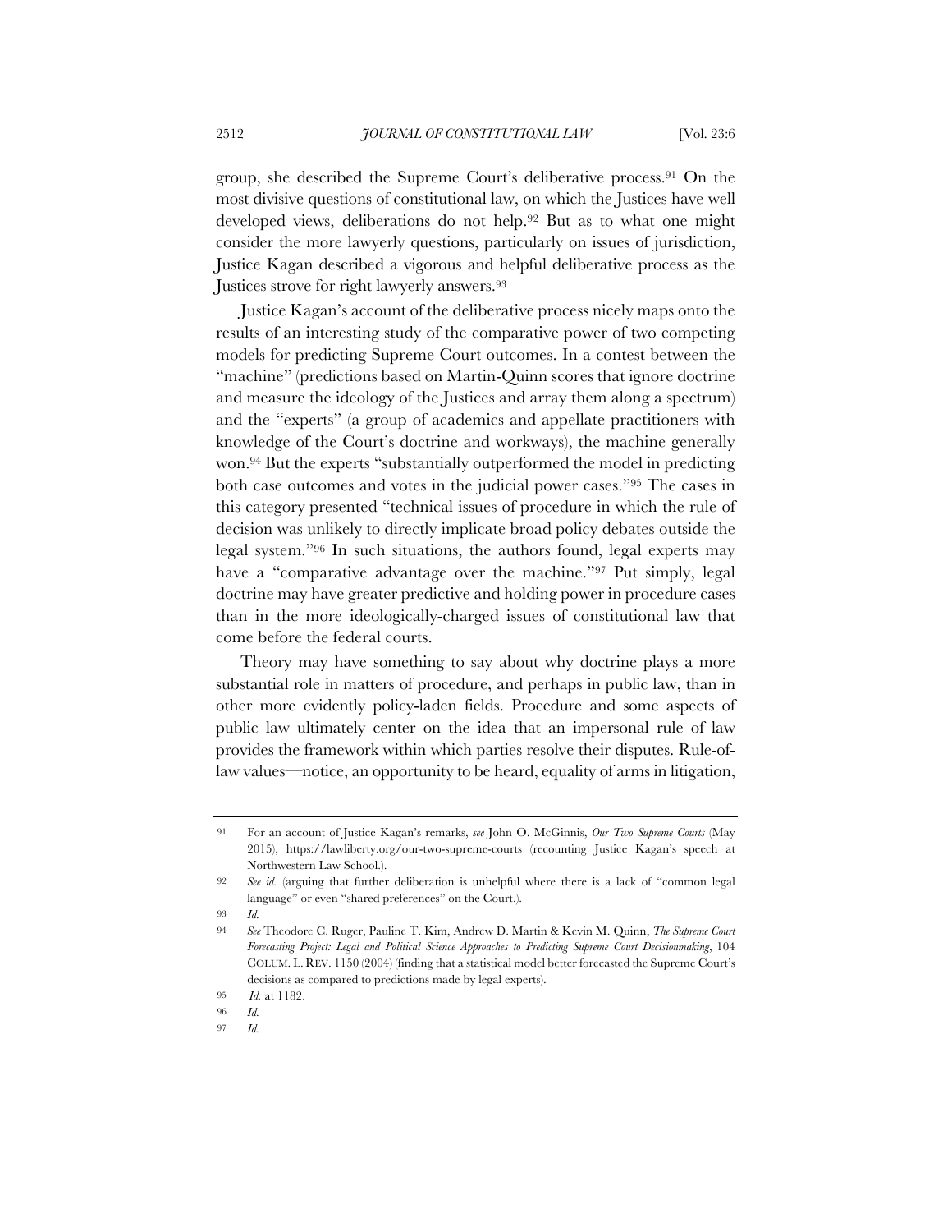group, she described the Supreme Court's deliberative process.[91] On the most divisive questions of constitutional law, on which the Justices have well developed views, deliberations do not help.[92] But as to what one might consider the more lawyerly questions, particularly on issues of jurisdiction, Justice Kagan described a vigorous and helpful deliberative process as the Justices strove for right lawyerly answers.[93]

Justice Kagan's account of the deliberative process nicely maps onto the results of an interesting study of the comparative power of two competing models for predicting Supreme Court outcomes. In a contest between the "machine" (predictions based on Martin-Quinn scores that ignore doctrine and measure the ideology of the Justices and array them along a spectrum) and the "experts" (a group of academics and appellate practitioners with knowledge of the Court's doctrine and workways), the machine generally won.[94] But the experts "substantially outperformed the model in predicting both case outcomes and votes in the judicial power cases."[95] The cases in this category presented "technical issues of procedure in which the rule of decision was unlikely to directly implicate broad policy debates outside the legal system."[96] In such situations, the authors found, legal experts may have a "comparative advantage over the machine."[97] Put simply, legal doctrine may have greater predictive and holding power in procedure cases than in the more ideologically-charged issues of constitutional law that come before the federal courts.

Theory may have something to say about why doctrine plays a more substantial role in matters of procedure, and perhaps in public law, than in other more evidently policy-laden fields. Procedure and some aspects of public law ultimately center on the idea that an impersonal rule of law provides the framework within which parties resolve their disputes. Rule-of-law values—notice, an opportunity to be heard, equality of arms in litigation,

---

91 For an account of Justice Kagan's remarks, *see* John O. McGinnis, *Our Two Supreme Courts* (May 2015), https://lawliberty.org/our-two-supreme-courts (recounting Justice Kagan's speech at Northwestern Law School.).

92 *See id.* (arguing that further deliberation is unhelpful where there is a lack of "common legal language" or even "shared preferences" on the Court.).

93 *Id.*

94 *See* Theodore C. Ruger, Pauline T. Kim, Andrew D. Martin & Kevin M. Quinn, *The Supreme Court Forecasting Project: Legal and Political Science Approaches to Predicting Supreme Court Decisionmaking*, 104 COLUM. L. REV. 1150 (2004) (finding that a statistical model better forecasted the Supreme Court's decisions as compared to predictions made by legal experts).

95 *Id.* at 1182.

96 *Id.*

97 *Id.*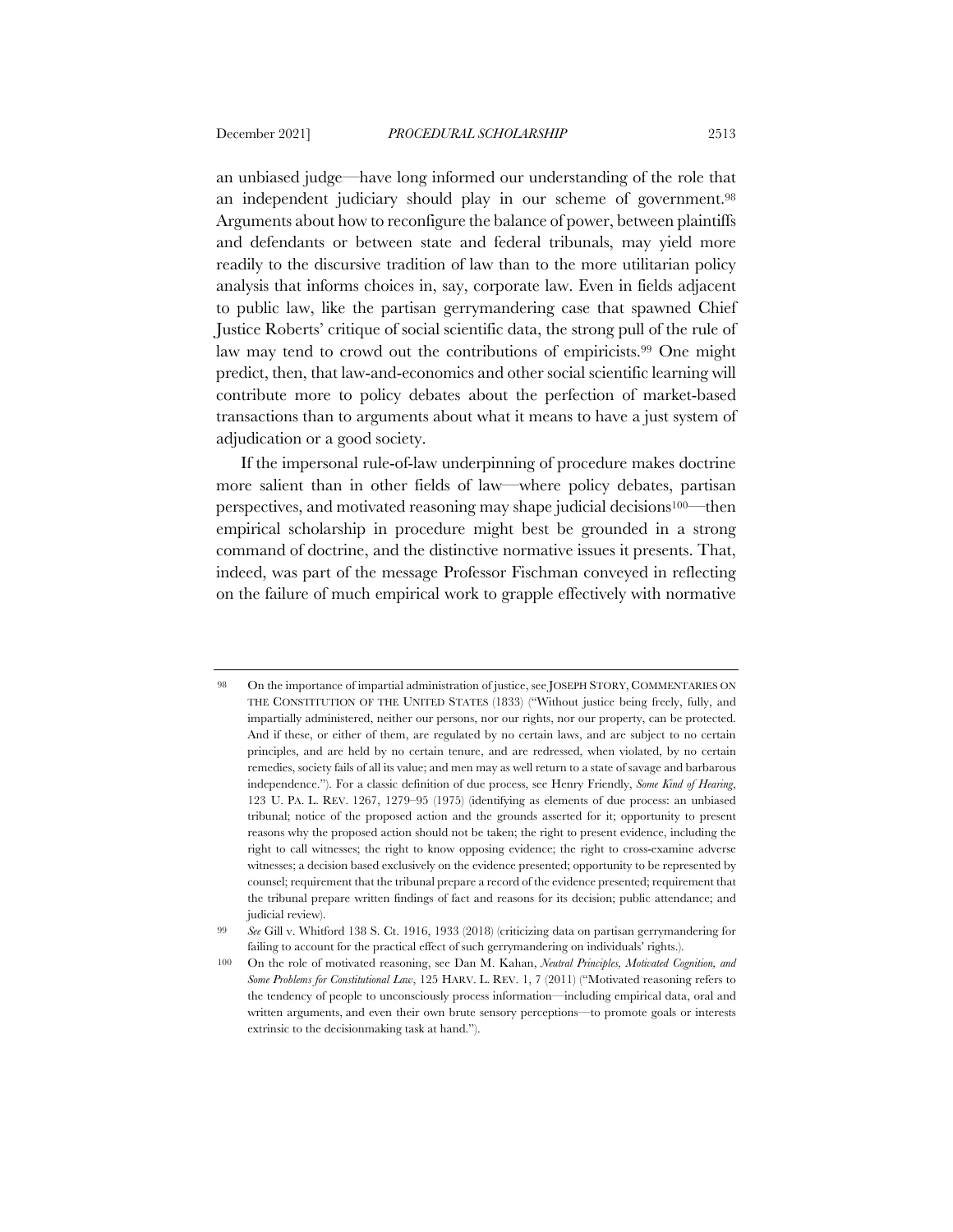an unbiased judge—have long informed our understanding of the role that an independent judiciary should play in our scheme of government.[98] Arguments about how to reconfigure the balance of power, between plaintiffs and defendants or between state and federal tribunals, may yield more readily to the discursive tradition of law than to the more utilitarian policy analysis that informs choices in, say, corporate law. Even in fields adjacent to public law, like the partisan gerrymandering case that spawned Chief Justice Roberts' critique of social scientific data, the strong pull of the rule of law may tend to crowd out the contributions of empiricists.[99] One might predict, then, that law-and-economics and other social scientific learning will contribute more to policy debates about the perfection of market-based transactions than to arguments about what it means to have a just system of adjudication or a good society.

If the impersonal rule-of-law underpinning of procedure makes doctrine more salient than in other fields of law—where policy debates, partisan perspectives, and motivated reasoning may shape judicial decisions[100]—then empirical scholarship in procedure might best be grounded in a strong command of doctrine, and the distinctive normative issues it presents. That, indeed, was part of the message Professor Fischman conveyed in reflecting on the failure of much empirical work to grapple effectively with normative

---

98 On the importance of impartial administration of justice, see JOSEPH STORY, COMMENTARIES ON THE CONSTITUTION OF THE UNITED STATES (1833) ("Without justice being freely, fully, and impartially administered, neither our persons, nor our rights, nor our property, can be protected. And if these, or either of them, are regulated by no certain laws, and are subject to no certain principles, and are held by no certain tenure, and are redressed, when violated, by no certain remedies, society fails of all its value; and men may as well return to a state of savage and barbarous independence."). For a classic definition of due process, see Henry Friendly, *Some Kind of Hearing*, 123 U. PA. L. REV. 1267, 1279–95 (1975) (identifying as elements of due process: an unbiased tribunal; notice of the proposed action and the grounds asserted for it; opportunity to present reasons why the proposed action should not be taken; the right to present evidence, including the right to call witnesses; the right to know opposing evidence; the right to cross-examine adverse witnesses; a decision based exclusively on the evidence presented; opportunity to be represented by counsel; requirement that the tribunal prepare a record of the evidence presented; requirement that the tribunal prepare written findings of fact and reasons for its decision; public attendance; and judicial review).

99 *See* Gill v. Whitford 138 S. Ct. 1916, 1933 (2018) (criticizing data on partisan gerrymandering for failing to account for the practical effect of such gerrymandering on individuals' rights.).

100 On the role of motivated reasoning, see Dan M. Kahan, *Neutral Principles, Motivated Cognition, and Some Problems for Constitutional Law*, 125 HARV. L. REV. 1, 7 (2011) ("Motivated reasoning refers to the tendency of people to unconsciously process information—including empirical data, oral and written arguments, and even their own brute sensory perceptions—to promote goals or interests extrinsic to the decisionmaking task at hand.").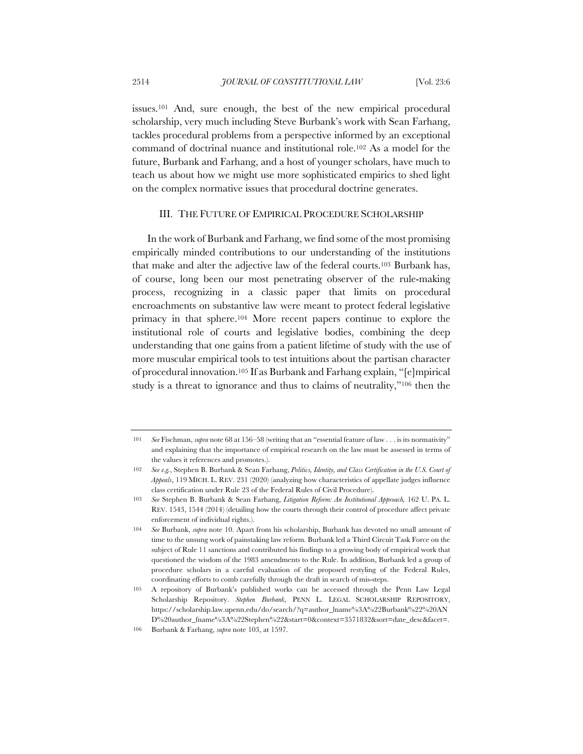issues.[101] And, sure enough, the best of the new empirical procedural scholarship, very much including Steve Burbank's work with Sean Farhang, tackles procedural problems from a perspective informed by an exceptional command of doctrinal nuance and institutional role.[102] As a model for the future, Burbank and Farhang, and a host of younger scholars, have much to teach us about how we might use more sophisticated empirics to shed light on the complex normative issues that procedural doctrine generates.

## III. THE FUTURE OF EMPIRICAL PROCEDURE SCHOLARSHIP

In the work of Burbank and Farhang, we find some of the most promising empirically minded contributions to our understanding of the institutions that make and alter the adjective law of the federal courts.[103] Burbank has, of course, long been our most penetrating observer of the rule-making process, recognizing in a classic paper that limits on procedural encroachments on substantive law were meant to protect federal legislative primacy in that sphere.[104] More recent papers continue to explore the institutional role of courts and legislative bodies, combining the deep understanding that one gains from a patient lifetime of study with the use of more muscular empirical tools to test intuitions about the partisan character of procedural innovation.[105] If as Burbank and Farhang explain, "[e]mpirical study is a threat to ignorance and thus to claims of neutrality,"[106] then the

---

101 *See* Fischman, *supra* note 68 at 156–58 (writing that an "essential feature of law . . . is its normativity" and explaining that the importance of empirical research on the law must be assessed in terms of the values it references and promotes.).

102 *See e.g.*, Stephen B. Burbank & Sean Farhang, *Politics, Identity, and Class Certification in the U.S. Court of Appeals*, 119 MICH. L. REV. 231 (2020) (analyzing how characteristics of appellate judges influence class certification under Rule 23 of the Federal Rules of Civil Procedure).

103 *See* Stephen B. Burbank & Sean Farhang, *Litigation Reform: An Institutional Approach,* 162 U. PA. L. REV. 1543, 1544 (2014) (detailing how the courts through their control of procedure affect private enforcement of individual rights.).

104 *See* Burbank, *supra* note 10. Apart from his scholarship, Burbank has devoted no small amount of time to the unsung work of painstaking law reform. Burbank led a Third Circuit Task Force on the subject of Rule 11 sanctions and contributed his findings to a growing body of empirical work that questioned the wisdom of the 1983 amendments to the Rule. In addition, Burbank led a group of procedure scholars in a careful evaluation of the proposed restyling of the Federal Rules, coordinating efforts to comb carefully through the draft in search of mis-steps.

105 A repository of Burbank's published works can be accessed through the Penn Law Legal Scholarship Repository. *Stephen Burbank*, PENN L. LEGAL SCHOLARSHIP REPOSITORY, https://scholarship.law.upenn.edu/do/search/?q=author_lname%3A%22Burbank%22%20AND%20author_fname%3A%22Stephen%22&start=0&context=3571832&sort=date_desc&facet=.

106 Burbank & Farhang, *supra* note 103, at 1597.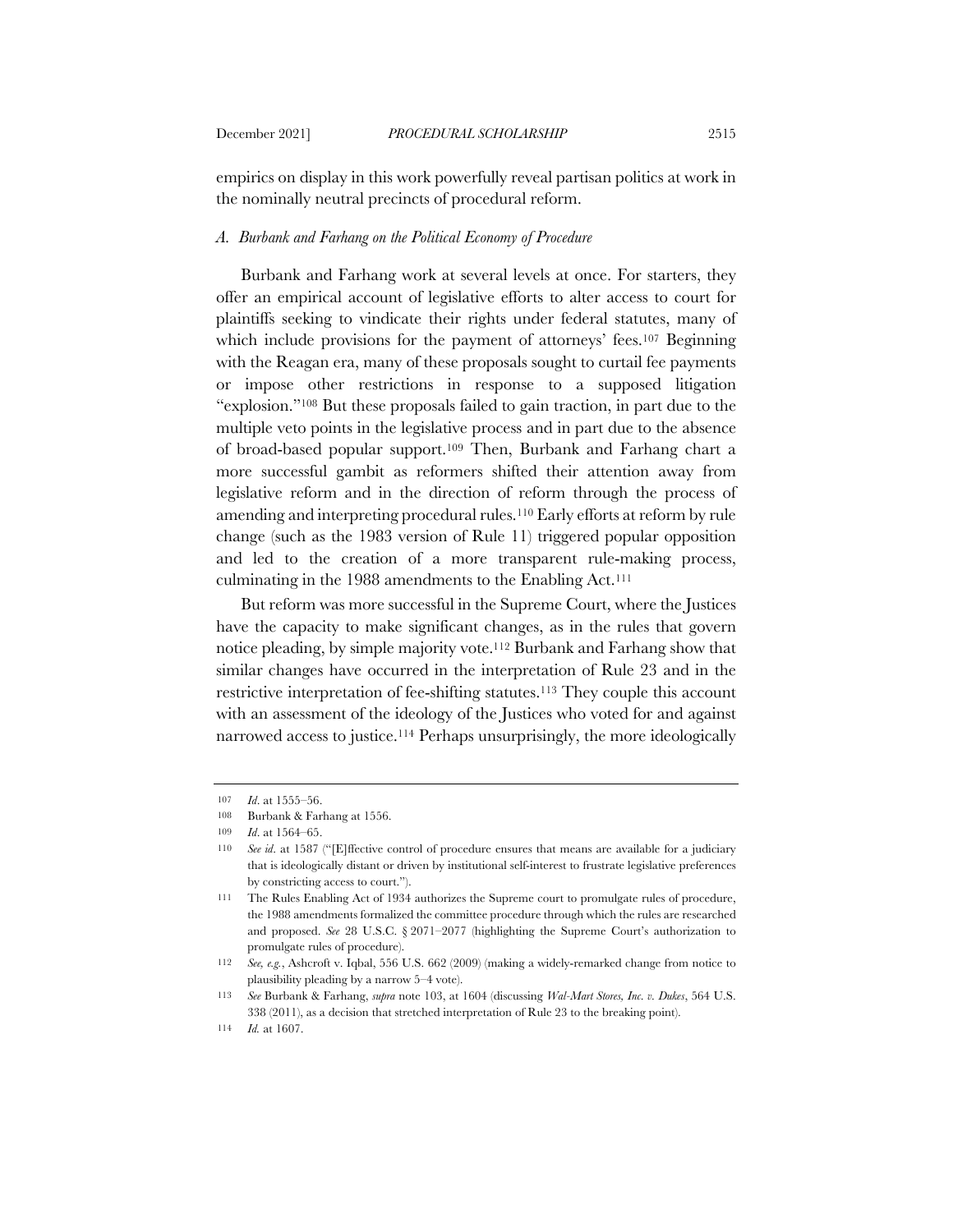empirics on display in this work powerfully reveal partisan politics at work in the nominally neutral precincts of procedural reform.

### *A. Burbank and Farhang on the Political Economy of Procedure*

Burbank and Farhang work at several levels at once. For starters, they offer an empirical account of legislative efforts to alter access to court for plaintiffs seeking to vindicate their rights under federal statutes, many of which include provisions for the payment of attorneys' fees.[107] Beginning with the Reagan era, many of these proposals sought to curtail fee payments or impose other restrictions in response to a supposed litigation "explosion."[108] But these proposals failed to gain traction, in part due to the multiple veto points in the legislative process and in part due to the absence of broad-based popular support.[109] Then, Burbank and Farhang chart a more successful gambit as reformers shifted their attention away from legislative reform and in the direction of reform through the process of amending and interpreting procedural rules.[110] Early efforts at reform by rule change (such as the 1983 version of Rule 11) triggered popular opposition and led to the creation of a more transparent rule-making process, culminating in the 1988 amendments to the Enabling Act.[111]

But reform was more successful in the Supreme Court, where the Justices have the capacity to make significant changes, as in the rules that govern notice pleading, by simple majority vote.[112] Burbank and Farhang show that similar changes have occurred in the interpretation of Rule 23 and in the restrictive interpretation of fee-shifting statutes.[113] They couple this account with an assessment of the ideology of the Justices who voted for and against narrowed access to justice.[114] Perhaps unsurprisingly, the more ideologically

---

[107] *Id*. at 1555–56.

[108] Burbank & Farhang at 1556.

[109] *Id*. at 1564–65.

[110] *See id*. at 1587 ("[E]ffective control of procedure ensures that means are available for a judiciary that is ideologically distant or driven by institutional self-interest to frustrate legislative preferences by constricting access to court.").

[111] The Rules Enabling Act of 1934 authorizes the Supreme court to promulgate rules of procedure, the 1988 amendments formalized the committee procedure through which the rules are researched and proposed. *See* 28 U.S.C. § 2071–2077 (highlighting the Supreme Court's authorization to promulgate rules of procedure).

[112] *See, e.g.*, Ashcroft v. Iqbal, 556 U.S. 662 (2009) (making a widely-remarked change from notice to plausibility pleading by a narrow 5–4 vote).

[113] *See* Burbank & Farhang, *supra* note 103, at 1604 (discussing *Wal-Mart Stores, Inc. v. Dukes*, 564 U.S. 338 (2011), as a decision that stretched interpretation of Rule 23 to the breaking point).

[114] *Id.* at 1607.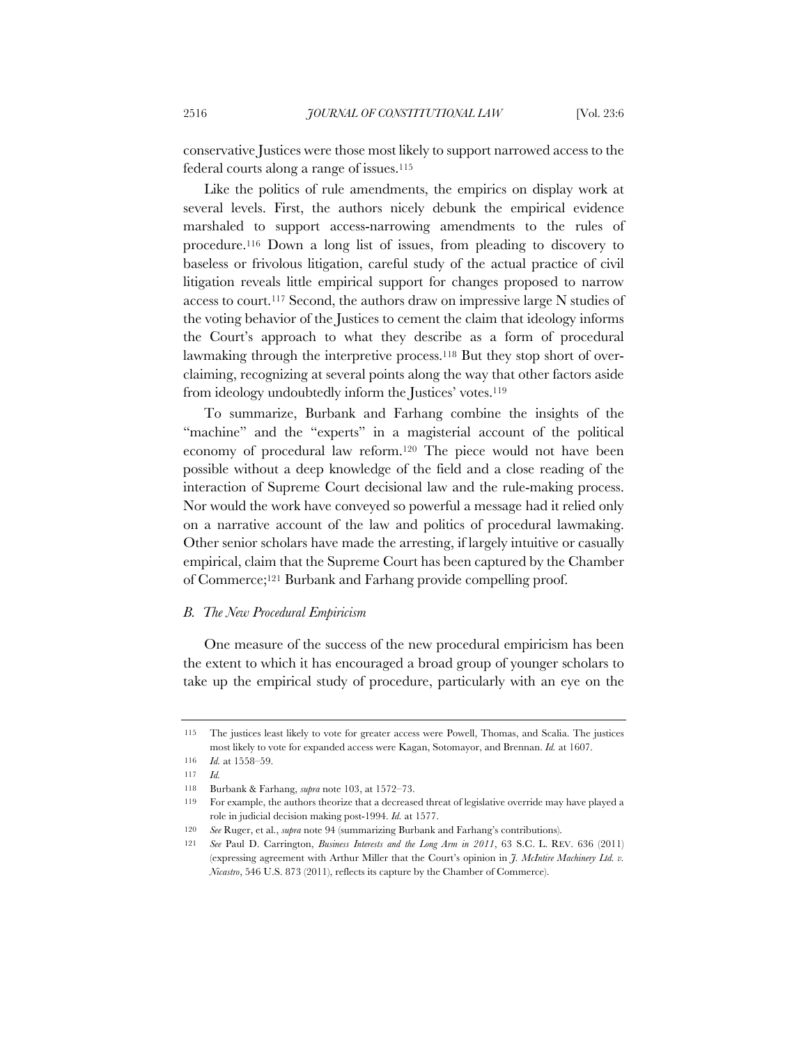conservative Justices were those most likely to support narrowed access to the federal courts along a range of issues.[115]

Like the politics of rule amendments, the empirics on display work at several levels. First, the authors nicely debunk the empirical evidence marshaled to support access-narrowing amendments to the rules of procedure.[116] Down a long list of issues, from pleading to discovery to baseless or frivolous litigation, careful study of the actual practice of civil litigation reveals little empirical support for changes proposed to narrow access to court.[117] Second, the authors draw on impressive large N studies of the voting behavior of the Justices to cement the claim that ideology informs the Court's approach to what they describe as a form of procedural lawmaking through the interpretive process.[118] But they stop short of over-claiming, recognizing at several points along the way that other factors aside from ideology undoubtedly inform the Justices' votes.[119]

To summarize, Burbank and Farhang combine the insights of the "machine" and the "experts" in a magisterial account of the political economy of procedural law reform.[120] The piece would not have been possible without a deep knowledge of the field and a close reading of the interaction of Supreme Court decisional law and the rule-making process. Nor would the work have conveyed so powerful a message had it relied only on a narrative account of the law and politics of procedural lawmaking. Other senior scholars have made the arresting, if largely intuitive or casually empirical, claim that the Supreme Court has been captured by the Chamber of Commerce;[121] Burbank and Farhang provide compelling proof.

### *B. The New Procedural Empiricism*

One measure of the success of the new procedural empiricism has been the extent to which it has encouraged a broad group of younger scholars to take up the empirical study of procedure, particularly with an eye on the

---

115 The justices least likely to vote for greater access were Powell, Thomas, and Scalia. The justices most likely to vote for expanded access were Kagan, Sotomayor, and Brennan. *Id.* at 1607.

116 *Id.* at 1558–59.

117 *Id.*

118 Burbank & Farhang, *supra* note 103, at 1572–73.

119 For example, the authors theorize that a decreased threat of legislative override may have played a role in judicial decision making post-1994. *Id.* at 1577.

120 *See* Ruger, et al., *supra* note 94 (summarizing Burbank and Farhang's contributions).

121 *See* Paul D. Carrington, *Business Interests and the Long Arm in 2011*, 63 S.C. L. REV. 636 (2011) (expressing agreement with Arthur Miller that the Court's opinion in *J. McIntire Machinery Ltd. v. Nicastro*, 546 U.S. 873 (2011), reflects its capture by the Chamber of Commerce).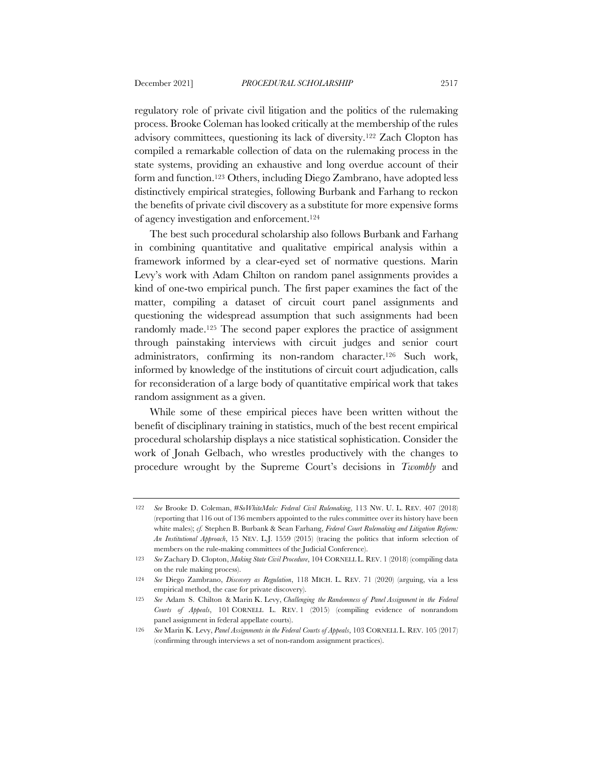regulatory role of private civil litigation and the politics of the rulemaking process. Brooke Coleman has looked critically at the membership of the rules advisory committees, questioning its lack of diversity.[122] Zach Clopton has compiled a remarkable collection of data on the rulemaking process in the state systems, providing an exhaustive and long overdue account of their form and function.[123] Others, including Diego Zambrano, have adopted less distinctively empirical strategies, following Burbank and Farhang to reckon the benefits of private civil discovery as a substitute for more expensive forms of agency investigation and enforcement.[124]

The best such procedural scholarship also follows Burbank and Farhang in combining quantitative and qualitative empirical analysis within a framework informed by a clear-eyed set of normative questions. Marin Levy's work with Adam Chilton on random panel assignments provides a kind of one-two empirical punch. The first paper examines the fact of the matter, compiling a dataset of circuit court panel assignments and questioning the widespread assumption that such assignments had been randomly made.[125] The second paper explores the practice of assignment through painstaking interviews with circuit judges and senior court administrators, confirming its non-random character.[126] Such work, informed by knowledge of the institutions of circuit court adjudication, calls for reconsideration of a large body of quantitative empirical work that takes random assignment as a given.

While some of these empirical pieces have been written without the benefit of disciplinary training in statistics, much of the best recent empirical procedural scholarship displays a nice statistical sophistication. Consider the work of Jonah Gelbach, who wrestles productively with the changes to procedure wrought by the Supreme Court's decisions in *Twombly* and

---

122 *See* Brooke D. Coleman, *#SoWhiteMale: Federal Civil Rulemaking*, 113 NW. U. L. REV. 407 (2018) (reporting that 116 out of 136 members appointed to the rules committee over its history have been white males); *cf.* Stephen B. Burbank & Sean Farhang, *Federal Court Rulemaking and Litigation Reform: An Institutional Approach*, 15 NEV. L.J. 1559 (2015) (tracing the politics that inform selection of members on the rule-making committees of the Judicial Conference).

123 *See* Zachary D. Clopton, *Making State Civil Procedure*, 104 CORNELL L. REV. 1 (2018) (compiling data on the rule making process).

124 *See* Diego Zambrano, *Discovery as Regulation*, 118 MICH. L. REV. 71 (2020) (arguing, via a less empirical method, the case for private discovery).

125 *See* Adam S. Chilton & Marin K. Levy, *Challenging the Randomness of Panel Assignment in the Federal Courts of Appeals*, 101 CORNELL L. REV. 1 (2015) (compiling evidence of nonrandom panel assignment in federal appellate courts).

126 *See* Marin K. Levy, *Panel Assignments in the Federal Courts of Appeals*, 103 CORNELL L. REV. 105 (2017) (confirming through interviews a set of non-random assignment practices).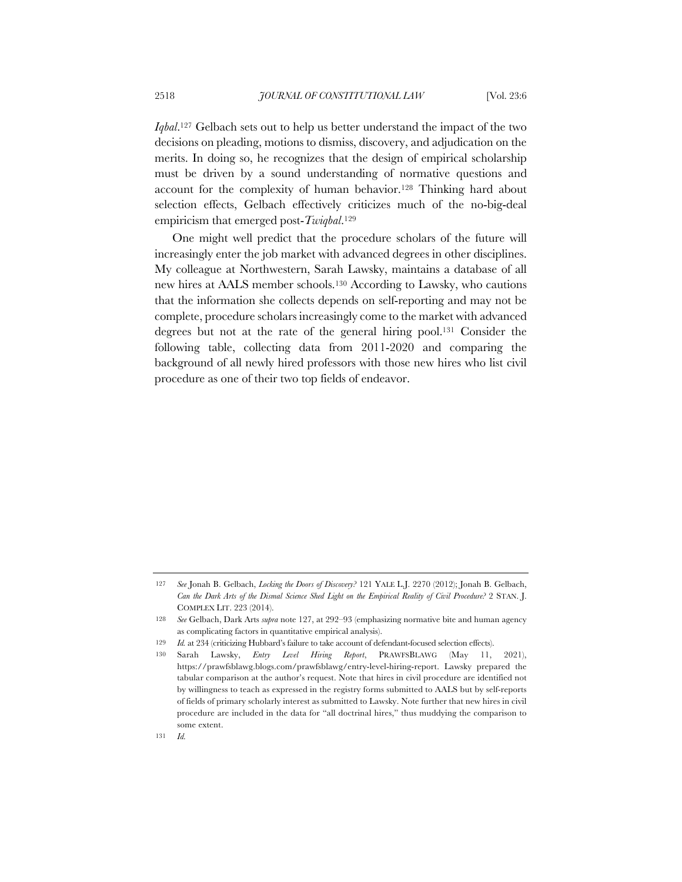*Iqbal*.[127] Gelbach sets out to help us better understand the impact of the two decisions on pleading, motions to dismiss, discovery, and adjudication on the merits. In doing so, he recognizes that the design of empirical scholarship must be driven by a sound understanding of normative questions and account for the complexity of human behavior.[128] Thinking hard about selection effects, Gelbach effectively criticizes much of the no-big-deal empiricism that emerged post-*Twiqbal*.[129]

One might well predict that the procedure scholars of the future will increasingly enter the job market with advanced degrees in other disciplines. My colleague at Northwestern, Sarah Lawsky, maintains a database of all new hires at AALS member schools.[130] According to Lawsky, who cautions that the information she collects depends on self-reporting and may not be complete, procedure scholars increasingly come to the market with advanced degrees but not at the rate of the general hiring pool.[131] Consider the following table, collecting data from 2011-2020 and comparing the background of all newly hired professors with those new hires who list civil procedure as one of their two top fields of endeavor.

---

127 *See* Jonah B. Gelbach, *Locking the Doors of Discovery?* 121 YALE L.J. 2270 (2012); Jonah B. Gelbach, *Can the Dark Arts of the Dismal Science Shed Light on the Empirical Reality of Civil Procedure?* 2 STAN. J. COMPLEX LIT. 223 (2014).

128 *See* Gelbach, Dark Arts *supra* note 127, at 292–93 (emphasizing normative bite and human agency as complicating factors in quantitative empirical analysis).

129 *Id.* at 234 (criticizing Hubbard's failure to take account of defendant-focused selection effects).

130 Sarah Lawsky, *Entry Level Hiring Report*, PRAWFSBLAWG (May 11, 2021), https://prawfsblawg.blogs.com/prawfsblawg/entry-level-hiring-report. Lawsky prepared the tabular comparison at the author's request. Note that hires in civil procedure are identified not by willingness to teach as expressed in the registry forms submitted to AALS but by self-reports of fields of primary scholarly interest as submitted to Lawsky. Note further that new hires in civil procedure are included in the data for "all doctrinal hires," thus muddying the comparison to some extent.

131 *Id.*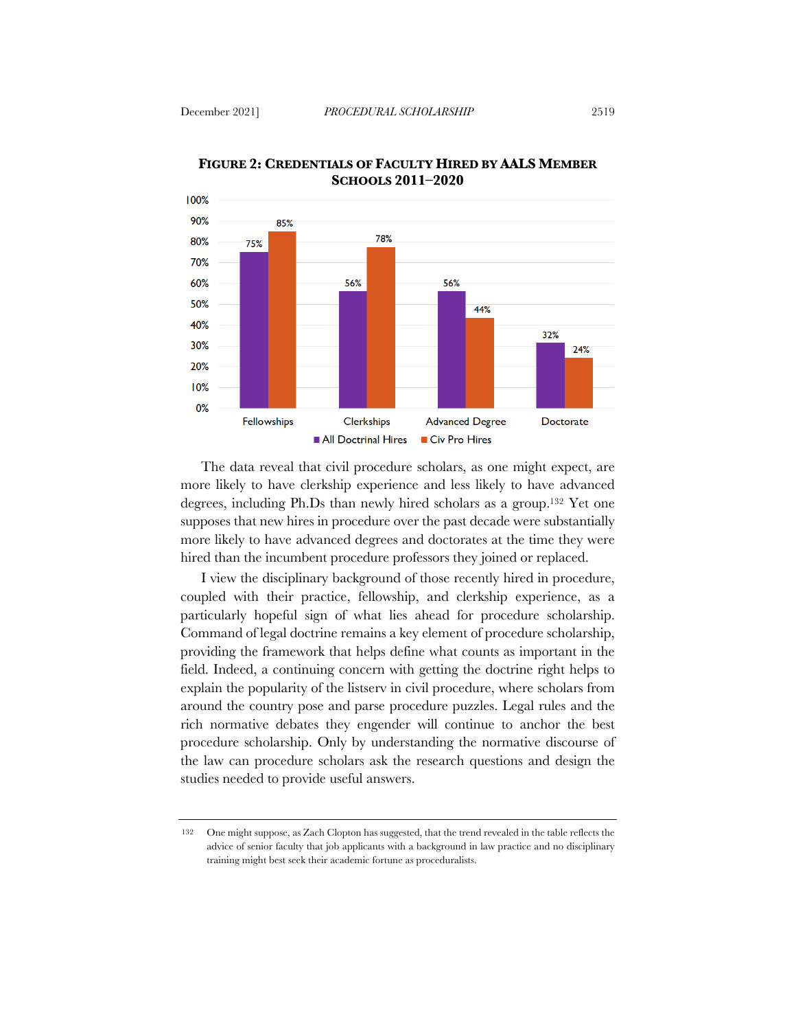**FIGURE 2: CREDENTIALS OF FACULTY HIRED BY AALS MEMBER SCHOOLS 2011–2020**

| | All Doctrinal Hires | Civ Pro Hires |
|---|---|---|
| Fellowships | 75% | 85% |
| Clerkships | 56% | 78% |
| Advanced Degree | 56% | 44% |
| Doctorate | 32% | 24% |

The data reveal that civil procedure scholars, as one might expect, are more likely to have clerkship experience and less likely to have advanced degrees, including Ph.Ds than newly hired scholars as a group.[132] Yet one supposes that new hires in procedure over the past decade were substantially more likely to have advanced degrees and doctorates at the time they were hired than the incumbent procedure professors they joined or replaced.

I view the disciplinary background of those recently hired in procedure, coupled with their practice, fellowship, and clerkship experience, as a particularly hopeful sign of what lies ahead for procedure scholarship. Command of legal doctrine remains a key element of procedure scholarship, providing the framework that helps define what counts as important in the field. Indeed, a continuing concern with getting the doctrine right helps to explain the popularity of the listserv in civil procedure, where scholars from around the country pose and parse procedure puzzles. Legal rules and the rich normative debates they engender will continue to anchor the best procedure scholarship. Only by understanding the normative discourse of the law can procedure scholars ask the research questions and design the studies needed to provide useful answers.

---

[132] One might suppose, as Zach Clopton has suggested, that the trend revealed in the table reflects the advice of senior faculty that job applicants with a background in law practice and no disciplinary training might best seek their academic fortune as proceduralists.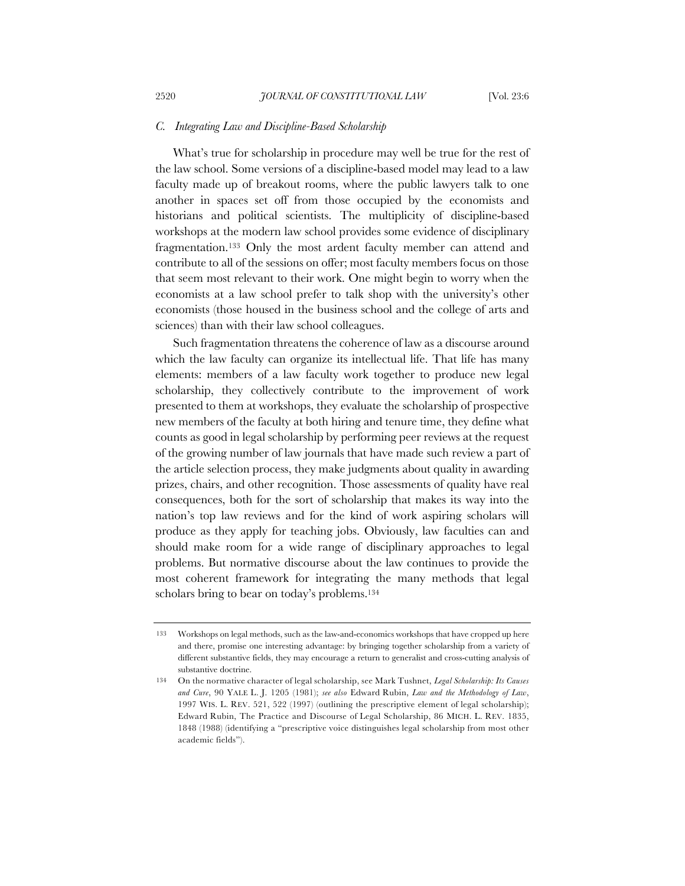### *C. Integrating Law and Discipline-Based Scholarship*

What's true for scholarship in procedure may well be true for the rest of the law school. Some versions of a discipline-based model may lead to a law faculty made up of breakout rooms, where the public lawyers talk to one another in spaces set off from those occupied by the economists and historians and political scientists. The multiplicity of discipline-based workshops at the modern law school provides some evidence of disciplinary fragmentation.[133] Only the most ardent faculty member can attend and contribute to all of the sessions on offer; most faculty members focus on those that seem most relevant to their work. One might begin to worry when the economists at a law school prefer to talk shop with the university's other economists (those housed in the business school and the college of arts and sciences) than with their law school colleagues.

Such fragmentation threatens the coherence of law as a discourse around which the law faculty can organize its intellectual life. That life has many elements: members of a law faculty work together to produce new legal scholarship, they collectively contribute to the improvement of work presented to them at workshops, they evaluate the scholarship of prospective new members of the faculty at both hiring and tenure time, they define what counts as good in legal scholarship by performing peer reviews at the request of the growing number of law journals that have made such review a part of the article selection process, they make judgments about quality in awarding prizes, chairs, and other recognition. Those assessments of quality have real consequences, both for the sort of scholarship that makes its way into the nation's top law reviews and for the kind of work aspiring scholars will produce as they apply for teaching jobs. Obviously, law faculties can and should make room for a wide range of disciplinary approaches to legal problems. But normative discourse about the law continues to provide the most coherent framework for integrating the many methods that legal scholars bring to bear on today's problems.[134]

---

133 Workshops on legal methods, such as the law-and-economics workshops that have cropped up here and there, promise one interesting advantage: by bringing together scholarship from a variety of different substantive fields, they may encourage a return to generalist and cross-cutting analysis of substantive doctrine.

134 On the normative character of legal scholarship, see Mark Tushnet, *Legal Scholarship: Its Causes and Cure*, 90 YALE L. J. 1205 (1981); *see also* Edward Rubin, *Law and the Methodology of Law*, 1997 WIS. L. REV. 521, 522 (1997) (outlining the prescriptive element of legal scholarship); Edward Rubin, The Practice and Discourse of Legal Scholarship, 86 MICH. L. REV. 1835, 1848 (1988) (identifying a "prescriptive voice distinguishes legal scholarship from most other academic fields").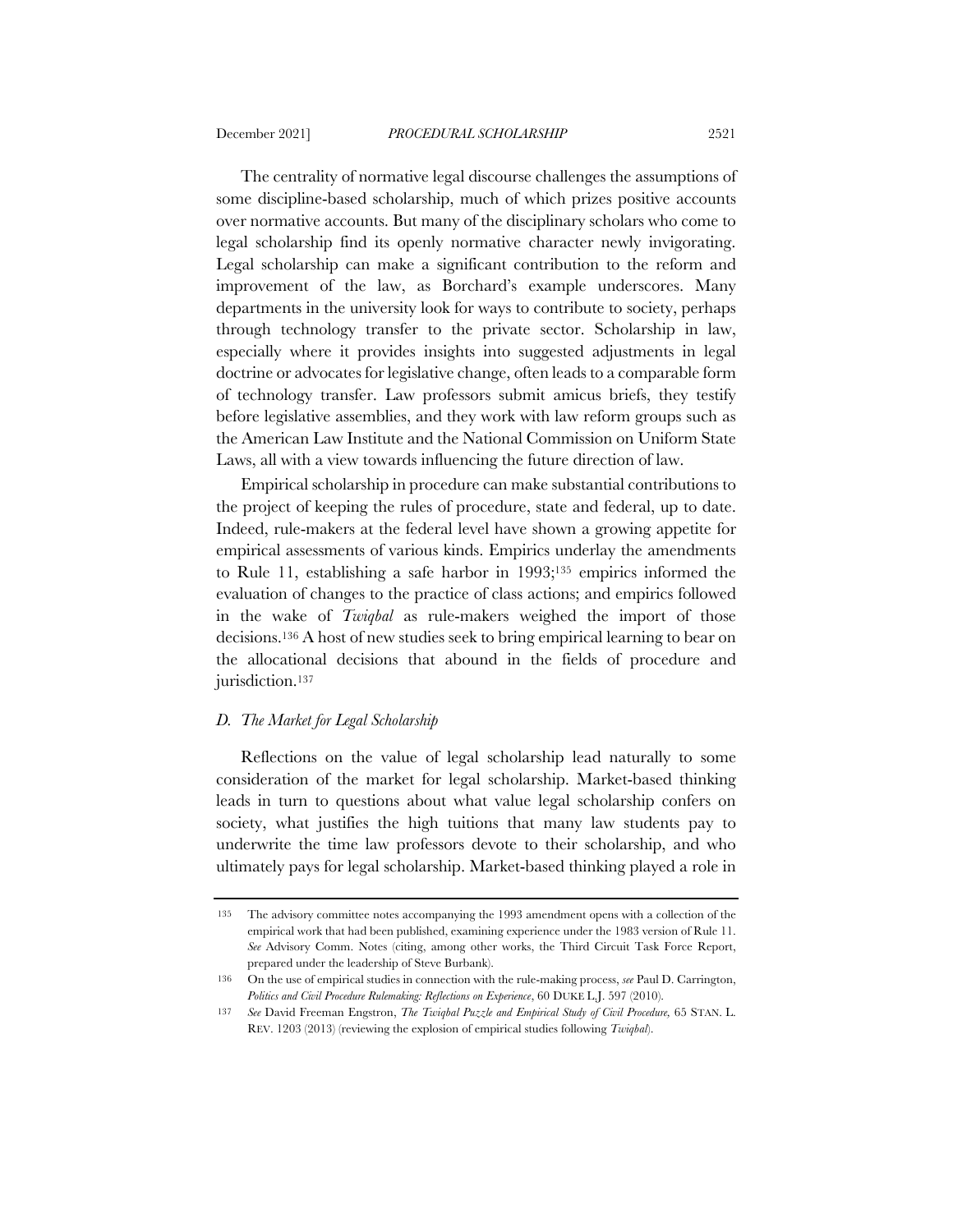The centrality of normative legal discourse challenges the assumptions of some discipline-based scholarship, much of which prizes positive accounts over normative accounts. But many of the disciplinary scholars who come to legal scholarship find its openly normative character newly invigorating. Legal scholarship can make a significant contribution to the reform and improvement of the law, as Borchard's example underscores. Many departments in the university look for ways to contribute to society, perhaps through technology transfer to the private sector. Scholarship in law, especially where it provides insights into suggested adjustments in legal doctrine or advocates for legislative change, often leads to a comparable form of technology transfer. Law professors submit amicus briefs, they testify before legislative assemblies, and they work with law reform groups such as the American Law Institute and the National Commission on Uniform State Laws, all with a view towards influencing the future direction of law.

Empirical scholarship in procedure can make substantial contributions to the project of keeping the rules of procedure, state and federal, up to date. Indeed, rule-makers at the federal level have shown a growing appetite for empirical assessments of various kinds. Empirics underlay the amendments to Rule 11, establishing a safe harbor in 1993;[135] empirics informed the evaluation of changes to the practice of class actions; and empirics followed in the wake of *Twiqbal* as rule-makers weighed the import of those decisions.[136] A host of new studies seek to bring empirical learning to bear on the allocational decisions that abound in the fields of procedure and jurisdiction.[137]

### *D. The Market for Legal Scholarship*

Reflections on the value of legal scholarship lead naturally to some consideration of the market for legal scholarship. Market-based thinking leads in turn to questions about what value legal scholarship confers on society, what justifies the high tuitions that many law students pay to underwrite the time law professors devote to their scholarship, and who ultimately pays for legal scholarship. Market-based thinking played a role in

---

135 The advisory committee notes accompanying the 1993 amendment opens with a collection of the empirical work that had been published, examining experience under the 1983 version of Rule 11. *See* Advisory Comm. Notes (citing, among other works, the Third Circuit Task Force Report, prepared under the leadership of Steve Burbank).

136 On the use of empirical studies in connection with the rule-making process, *see* Paul D. Carrington, *Politics and Civil Procedure Rulemaking: Reflections on Experience*, 60 DUKE L.J. 597 (2010).

137 *See* David Freeman Engstron, *The Twiqbal Puzzle and Empirical Study of Civil Procedure,* 65 STAN. L. REV. 1203 (2013) (reviewing the explosion of empirical studies following *Twiqbal*).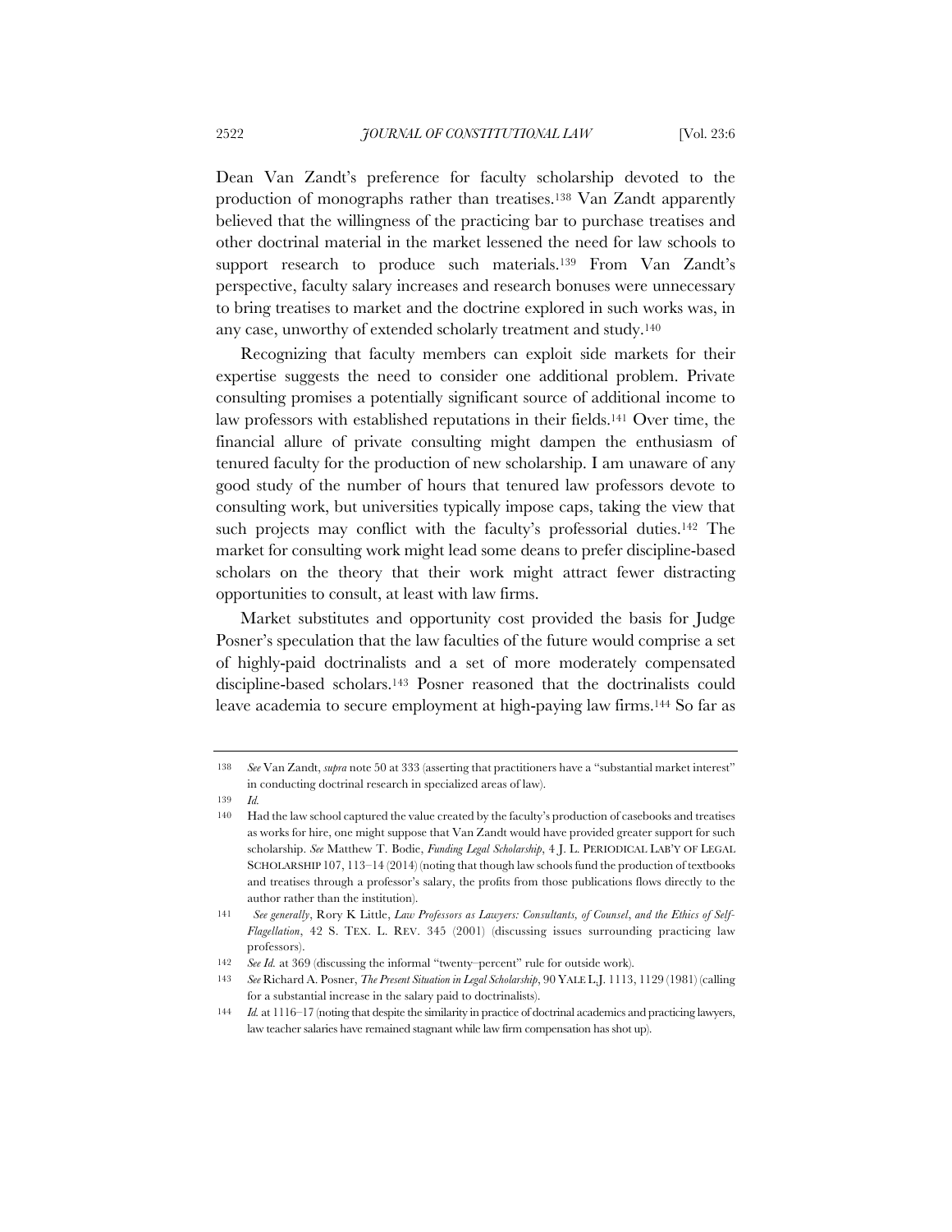Dean Van Zandt's preference for faculty scholarship devoted to the production of monographs rather than treatises.[138] Van Zandt apparently believed that the willingness of the practicing bar to purchase treatises and other doctrinal material in the market lessened the need for law schools to support research to produce such materials.[139] From Van Zandt's perspective, faculty salary increases and research bonuses were unnecessary to bring treatises to market and the doctrine explored in such works was, in any case, unworthy of extended scholarly treatment and study.[140]

Recognizing that faculty members can exploit side markets for their expertise suggests the need to consider one additional problem. Private consulting promises a potentially significant source of additional income to law professors with established reputations in their fields.[141] Over time, the financial allure of private consulting might dampen the enthusiasm of tenured faculty for the production of new scholarship. I am unaware of any good study of the number of hours that tenured law professors devote to consulting work, but universities typically impose caps, taking the view that such projects may conflict with the faculty's professorial duties.[142] The market for consulting work might lead some deans to prefer discipline-based scholars on the theory that their work might attract fewer distracting opportunities to consult, at least with law firms.

Market substitutes and opportunity cost provided the basis for Judge Posner's speculation that the law faculties of the future would comprise a set of highly-paid doctrinalists and a set of more moderately compensated discipline-based scholars.[143] Posner reasoned that the doctrinalists could leave academia to secure employment at high-paying law firms.[144] So far as

---

138 *See* Van Zandt, *supra* note 50 at 333 (asserting that practitioners have a "substantial market interest" in conducting doctrinal research in specialized areas of law).

139 *Id.*

140 Had the law school captured the value created by the faculty's production of casebooks and treatises as works for hire, one might suppose that Van Zandt would have provided greater support for such scholarship. *See* Matthew T. Bodie, *Funding Legal Scholarship*, 4 J. L. PERIODICAL LAB'Y OF LEGAL SCHOLARSHIP 107, 113–14 (2014) (noting that though law schools fund the production of textbooks and treatises through a professor's salary, the profits from those publications flows directly to the author rather than the institution).

141 *See generally*, Rory K Little, *Law Professors as Lawyers: Consultants, of Counsel, and the Ethics of Self-Flagellation*, 42 S. TEX. L. REV. 345 (2001) (discussing issues surrounding practicing law professors).

142 *See Id.* at 369 (discussing the informal "twenty–percent" rule for outside work).

143 *See* Richard A. Posner, *The Present Situation in Legal Scholarship*, 90 YALE L.J. 1113, 1129 (1981) (calling for a substantial increase in the salary paid to doctrinalists).

144 *Id.* at 1116–17 (noting that despite the similarity in practice of doctrinal academics and practicing lawyers, law teacher salaries have remained stagnant while law firm compensation has shot up).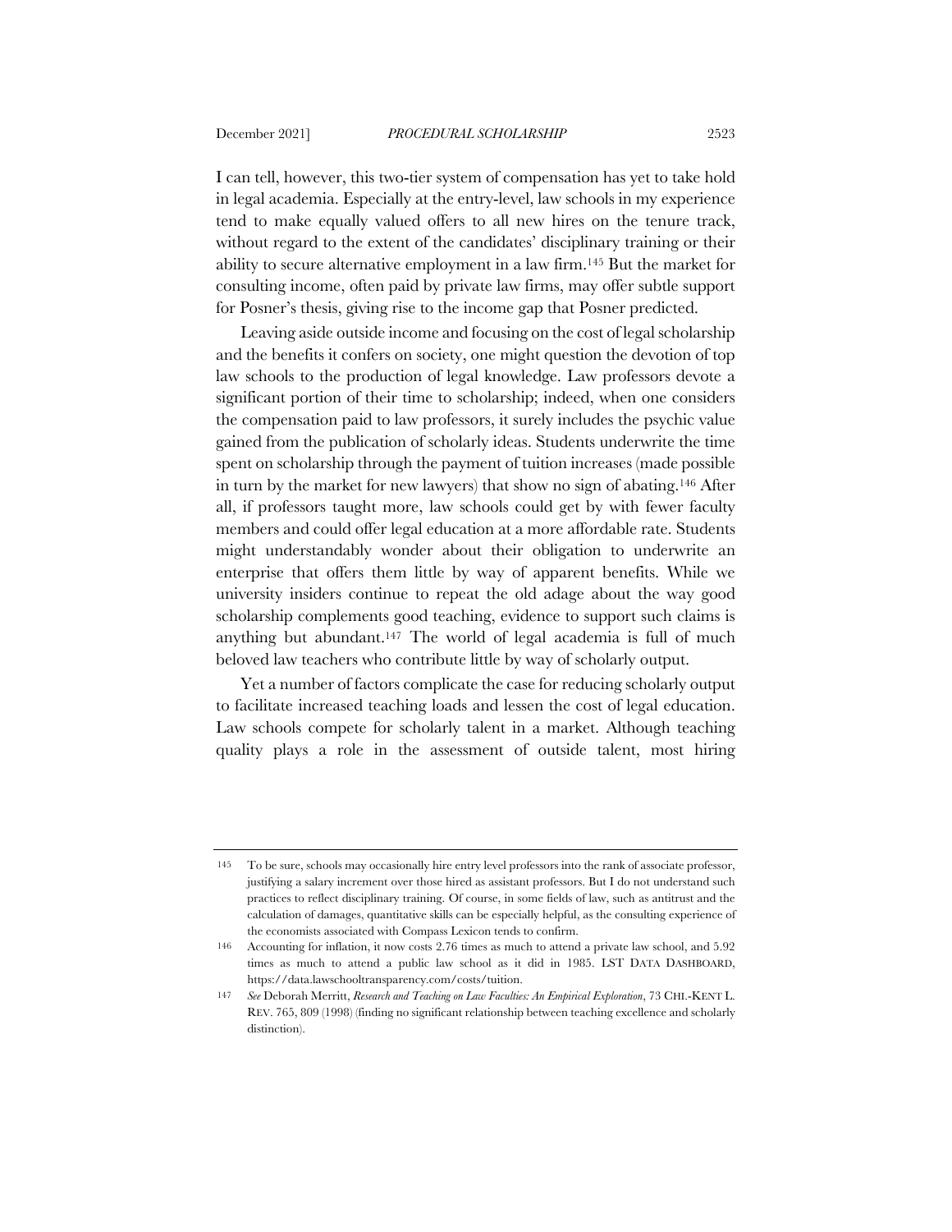I can tell, however, this two-tier system of compensation has yet to take hold in legal academia. Especially at the entry-level, law schools in my experience tend to make equally valued offers to all new hires on the tenure track, without regard to the extent of the candidates' disciplinary training or their ability to secure alternative employment in a law firm.[145] But the market for consulting income, often paid by private law firms, may offer subtle support for Posner's thesis, giving rise to the income gap that Posner predicted.

Leaving aside outside income and focusing on the cost of legal scholarship and the benefits it confers on society, one might question the devotion of top law schools to the production of legal knowledge. Law professors devote a significant portion of their time to scholarship; indeed, when one considers the compensation paid to law professors, it surely includes the psychic value gained from the publication of scholarly ideas. Students underwrite the time spent on scholarship through the payment of tuition increases (made possible in turn by the market for new lawyers) that show no sign of abating.[146] After all, if professors taught more, law schools could get by with fewer faculty members and could offer legal education at a more affordable rate. Students might understandably wonder about their obligation to underwrite an enterprise that offers them little by way of apparent benefits. While we university insiders continue to repeat the old adage about the way good scholarship complements good teaching, evidence to support such claims is anything but abundant.[147] The world of legal academia is full of much beloved law teachers who contribute little by way of scholarly output.

Yet a number of factors complicate the case for reducing scholarly output to facilitate increased teaching loads and lessen the cost of legal education. Law schools compete for scholarly talent in a market. Although teaching quality plays a role in the assessment of outside talent, most hiring

---

145 To be sure, schools may occasionally hire entry level professors into the rank of associate professor, justifying a salary increment over those hired as assistant professors. But I do not understand such practices to reflect disciplinary training. Of course, in some fields of law, such as antitrust and the calculation of damages, quantitative skills can be especially helpful, as the consulting experience of the economists associated with Compass Lexicon tends to confirm.

146 Accounting for inflation, it now costs 2.76 times as much to attend a private law school, and 5.92 times as much to attend a public law school as it did in 1985. LST DATA DASHBOARD, https://data.lawschooltransparency.com/costs/tuition.

147 *See* Deborah Merritt, *Research and Teaching on Law Faculties: An Empirical Exploration*, 73 CHI.-KENT L. REV. 765, 809 (1998) (finding no significant relationship between teaching excellence and scholarly distinction).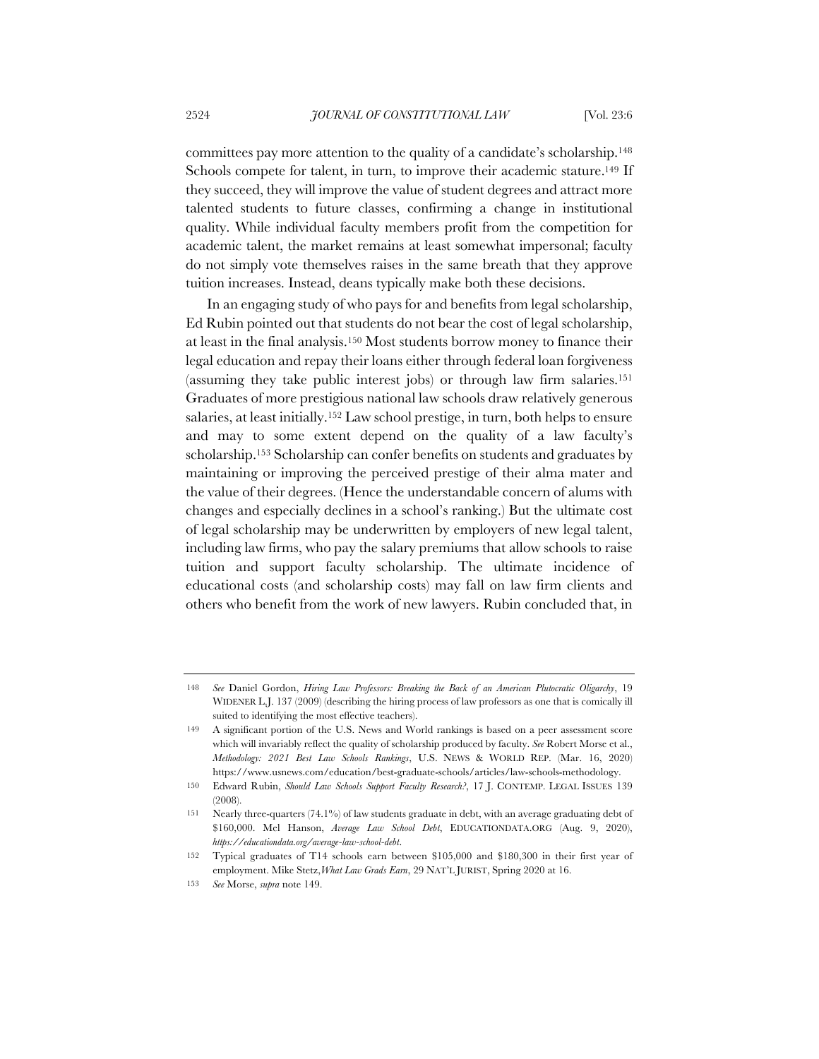committees pay more attention to the quality of a candidate's scholarship.[148] Schools compete for talent, in turn, to improve their academic stature.[149] If they succeed, they will improve the value of student degrees and attract more talented students to future classes, confirming a change in institutional quality. While individual faculty members profit from the competition for academic talent, the market remains at least somewhat impersonal; faculty do not simply vote themselves raises in the same breath that they approve tuition increases. Instead, deans typically make both these decisions.

In an engaging study of who pays for and benefits from legal scholarship, Ed Rubin pointed out that students do not bear the cost of legal scholarship, at least in the final analysis.[150] Most students borrow money to finance their legal education and repay their loans either through federal loan forgiveness (assuming they take public interest jobs) or through law firm salaries.[151] Graduates of more prestigious national law schools draw relatively generous salaries, at least initially.[152] Law school prestige, in turn, both helps to ensure and may to some extent depend on the quality of a law faculty's scholarship.[153] Scholarship can confer benefits on students and graduates by maintaining or improving the perceived prestige of their alma mater and the value of their degrees. (Hence the understandable concern of alums with changes and especially declines in a school's ranking.) But the ultimate cost of legal scholarship may be underwritten by employers of new legal talent, including law firms, who pay the salary premiums that allow schools to raise tuition and support faculty scholarship. The ultimate incidence of educational costs (and scholarship costs) may fall on law firm clients and others who benefit from the work of new lawyers. Rubin concluded that, in

---

148 *See* Daniel Gordon, *Hiring Law Professors: Breaking the Back of an American Plutocratic Oligarchy*, 19 WIDENER L.J. 137 (2009) (describing the hiring process of law professors as one that is comically ill suited to identifying the most effective teachers).

149 A significant portion of the U.S. News and World rankings is based on a peer assessment score which will invariably reflect the quality of scholarship produced by faculty. *See* Robert Morse et al., *Methodology: 2021 Best Law Schools Rankings*, U.S. NEWS & WORLD REP. (Mar. 16, 2020) https://www.usnews.com/education/best-graduate-schools/articles/law-schools-methodology.

150 Edward Rubin, *Should Law Schools Support Faculty Research?*, 17 J. CONTEMP. LEGAL ISSUES 139 (2008).

151 Nearly three-quarters (74.1%) of law students graduate in debt, with an average graduating debt of $160,000. Mel Hanson, *Average Law School Debt*, EDUCATIONDATA.ORG (Aug. 9, 2020), *https://educationdata.org/average-law-school-debt*.

152 Typical graduates of T14 schools earn between $105,000 and $180,300 in their first year of employment. Mike Stetz, *What Law Grads Earn*, 29 NAT'L JURIST, Spring 2020 at 16.

153 *See* Morse, *supra* note 149.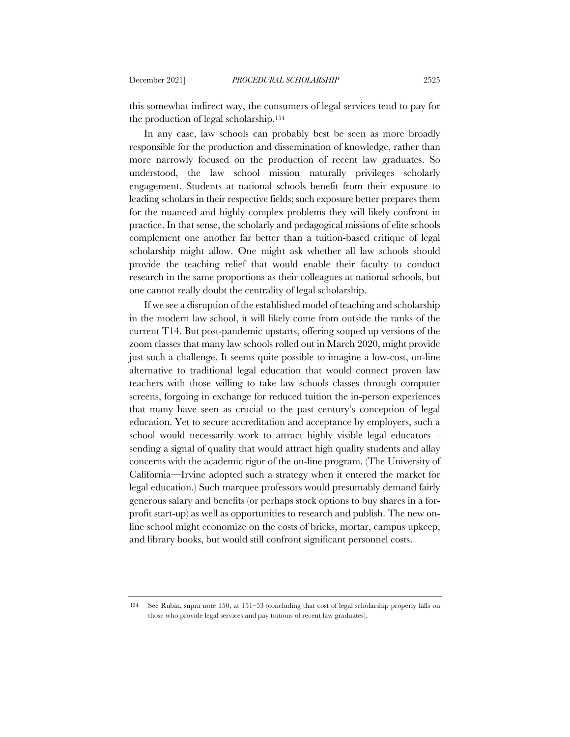this somewhat indirect way, the consumers of legal services tend to pay for the production of legal scholarship.[154]

In any case, law schools can probably best be seen as more broadly responsible for the production and dissemination of knowledge, rather than more narrowly focused on the production of recent law graduates. So understood, the law school mission naturally privileges scholarly engagement. Students at national schools benefit from their exposure to leading scholars in their respective fields; such exposure better prepares them for the nuanced and highly complex problems they will likely confront in practice. In that sense, the scholarly and pedagogical missions of elite schools complement one another far better than a tuition-based critique of legal scholarship might allow. One might ask whether all law schools should provide the teaching relief that would enable their faculty to conduct research in the same proportions as their colleagues at national schools, but one cannot really doubt the centrality of legal scholarship.

If we see a disruption of the established model of teaching and scholarship in the modern law school, it will likely come from outside the ranks of the current T14. But post-pandemic upstarts, offering souped up versions of the zoom classes that many law schools rolled out in March 2020, might provide just such a challenge. It seems quite possible to imagine a low-cost, on-line alternative to traditional legal education that would connect proven law teachers with those willing to take law schools classes through computer screens, forgoing in exchange for reduced tuition the in-person experiences that many have seen as crucial to the past century's conception of legal education. Yet to secure accreditation and acceptance by employers, such a school would necessarily work to attract highly visible legal educators – sending a signal of quality that would attract high quality students and allay concerns with the academic rigor of the on-line program. (The University of California—Irvine adopted such a strategy when it entered the market for legal education.) Such marquee professors would presumably demand fairly generous salary and benefits (or perhaps stock options to buy shares in a for-profit start-up) as well as opportunities to research and publish. The new on-line school might economize on the costs of bricks, mortar, campus upkeep, and library books, but would still confront significant personnel costs.

---

[154] See Rubin, supra note 150, at 151–53 (concluding that cost of legal scholarship properly falls on those who provide legal services and pay tuitions of recent law graduates).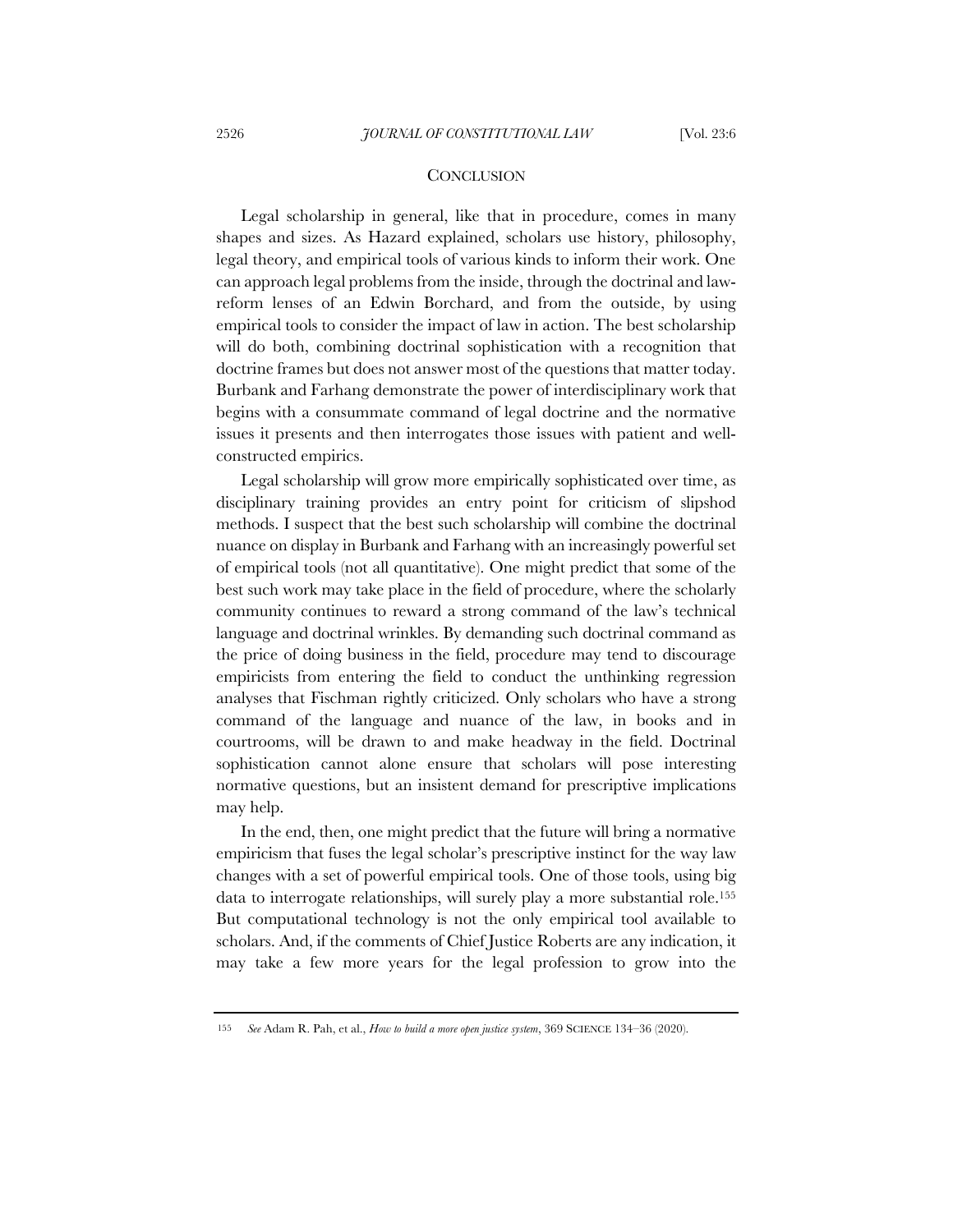## CONCLUSION

Legal scholarship in general, like that in procedure, comes in many shapes and sizes. As Hazard explained, scholars use history, philosophy, legal theory, and empirical tools of various kinds to inform their work. One can approach legal problems from the inside, through the doctrinal and law-reform lenses of an Edwin Borchard, and from the outside, by using empirical tools to consider the impact of law in action. The best scholarship will do both, combining doctrinal sophistication with a recognition that doctrine frames but does not answer most of the questions that matter today. Burbank and Farhang demonstrate the power of interdisciplinary work that begins with a consummate command of legal doctrine and the normative issues it presents and then interrogates those issues with patient and well-constructed empirics.

Legal scholarship will grow more empirically sophisticated over time, as disciplinary training provides an entry point for criticism of slipshod methods. I suspect that the best such scholarship will combine the doctrinal nuance on display in Burbank and Farhang with an increasingly powerful set of empirical tools (not all quantitative). One might predict that some of the best such work may take place in the field of procedure, where the scholarly community continues to reward a strong command of the law's technical language and doctrinal wrinkles. By demanding such doctrinal command as the price of doing business in the field, procedure may tend to discourage empiricists from entering the field to conduct the unthinking regression analyses that Fischman rightly criticized. Only scholars who have a strong command of the language and nuance of the law, in books and in courtrooms, will be drawn to and make headway in the field. Doctrinal sophistication cannot alone ensure that scholars will pose interesting normative questions, but an insistent demand for prescriptive implications may help.

In the end, then, one might predict that the future will bring a normative empiricism that fuses the legal scholar's prescriptive instinct for the way law changes with a set of powerful empirical tools. One of those tools, using big data to interrogate relationships, will surely play a more substantial role.[155] But computational technology is not the only empirical tool available to scholars. And, if the comments of Chief Justice Roberts are any indication, it may take a few more years for the legal profession to grow into the

---

[155] *See* Adam R. Pah, et al., *How to build a more open justice system*, 369 SCIENCE 134–36 (2020).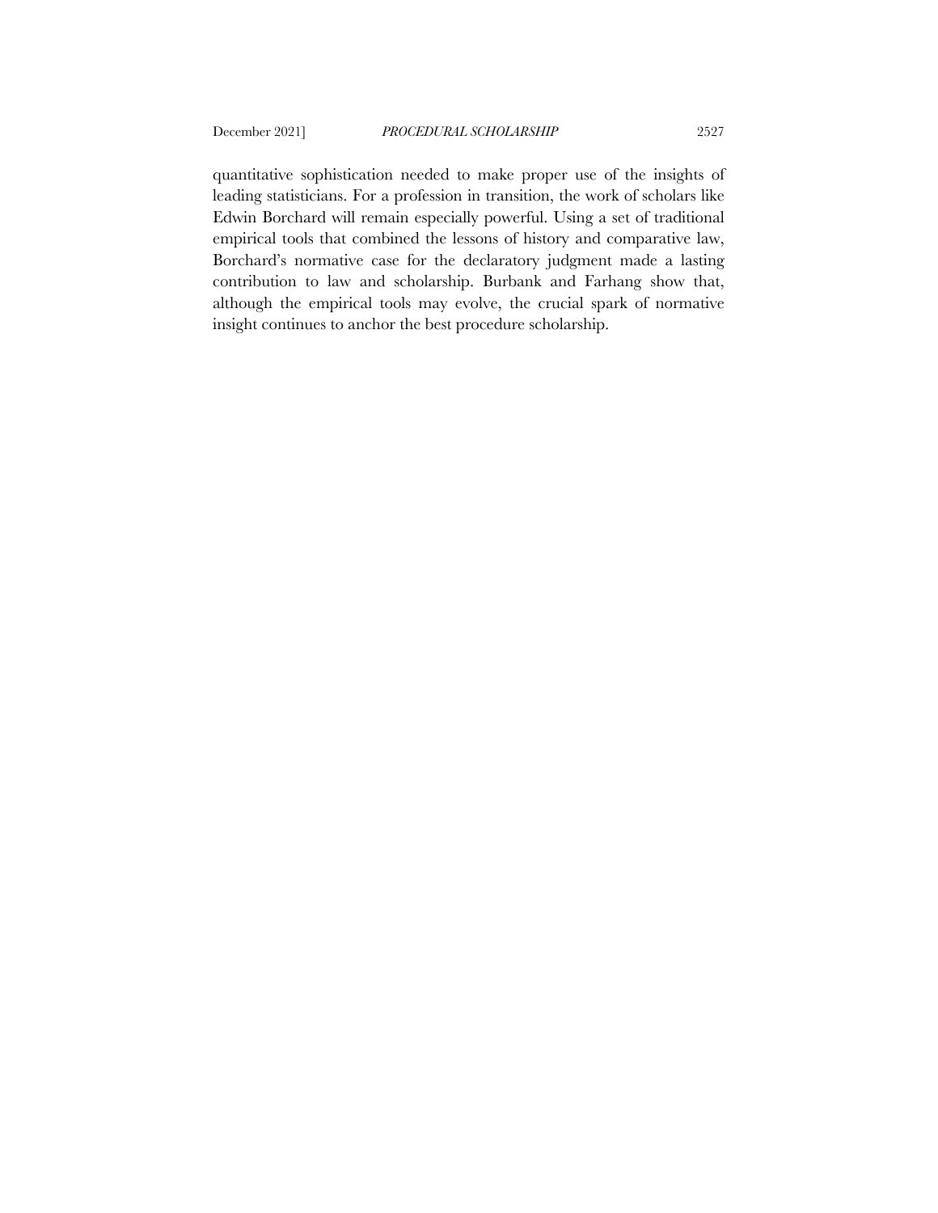quantitative sophistication needed to make proper use of the insights of leading statisticians. For a profession in transition, the work of scholars like Edwin Borchard will remain especially powerful. Using a set of traditional empirical tools that combined the lessons of history and comparative law, Borchard's normative case for the declaratory judgment made a lasting contribution to law and scholarship. Burbank and Farhang show that, although the empirical tools may evolve, the crucial spark of normative insight continues to anchor the best procedure scholarship.